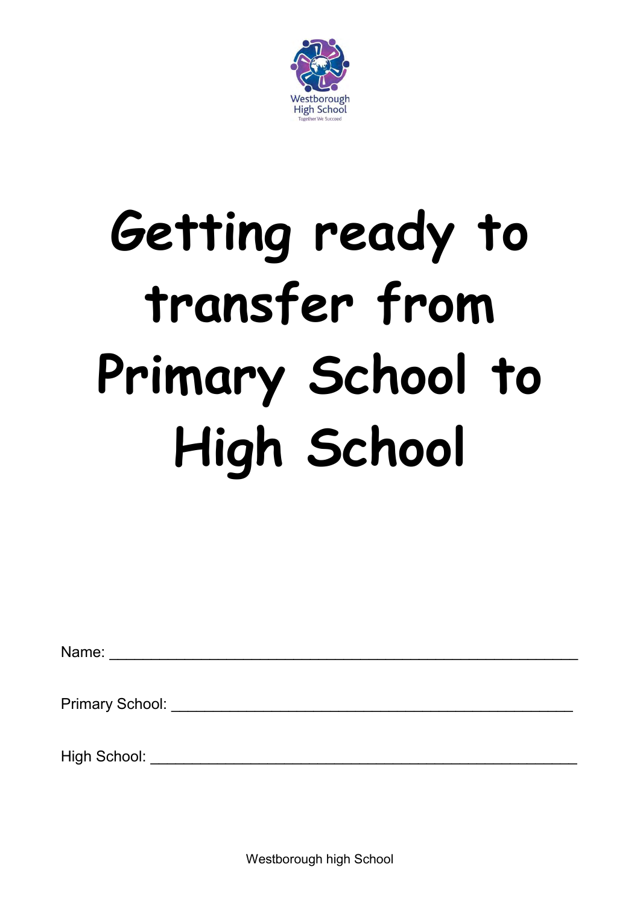# Getting ready to transfer from Primary School to High School

Name: ___________________________________________________

Primary School: ____________________________________________

High School: _______________________________________________

Westborough high School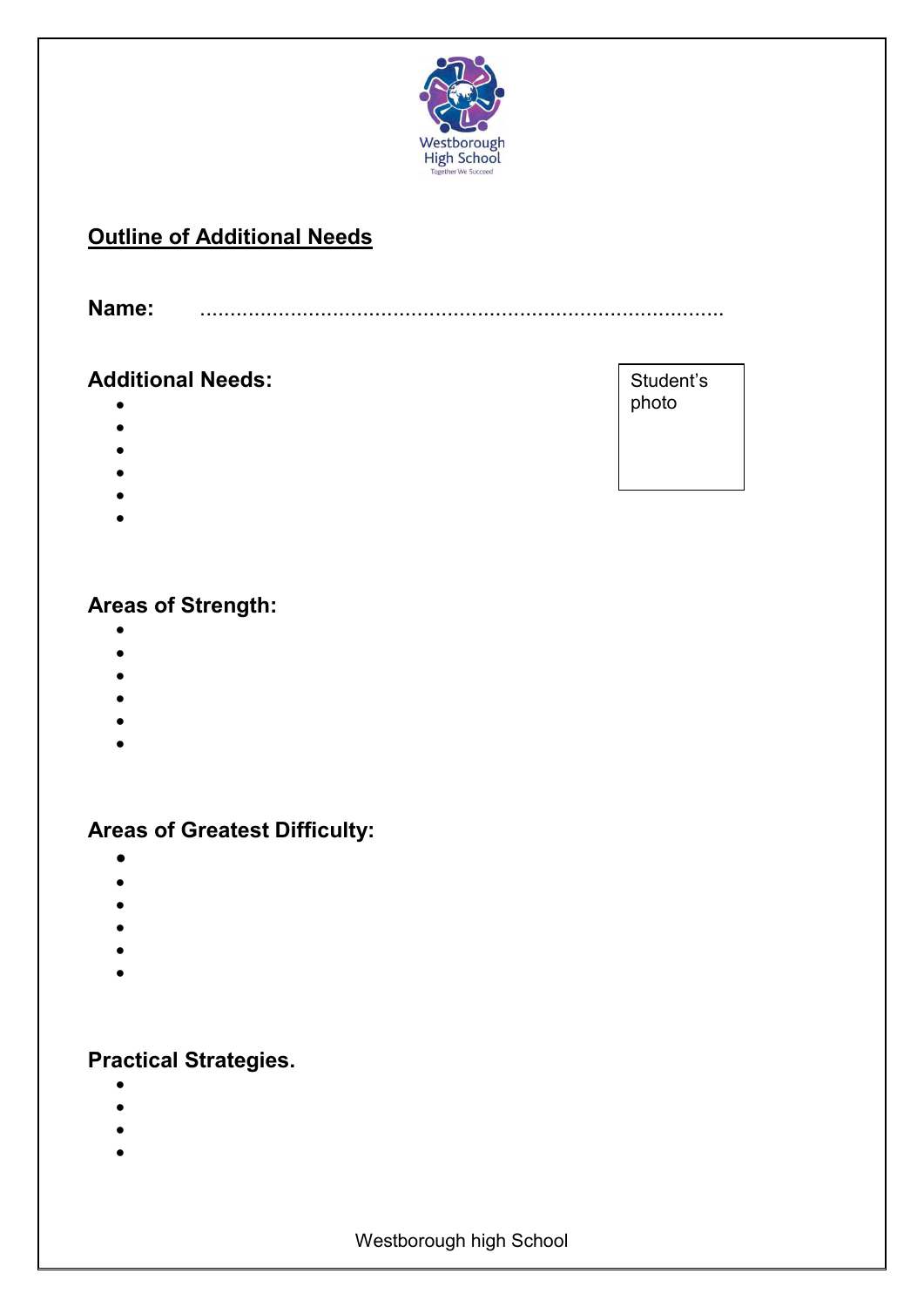Westborough High School

Together We Succeed

## Outline of Additional Needs

**Name:** ……………………………………………………………………………

**Additional Needs:**

Student's photo

- 
- 
- 
- 
- 
- 

**Areas of Strength:**

- 
- 
- 
- 
- 
- 

**Areas of Greatest Difficulty:**

- 
- 
- 
- 
- 
- 

**Practical Strategies.**

- 
- 
- 
-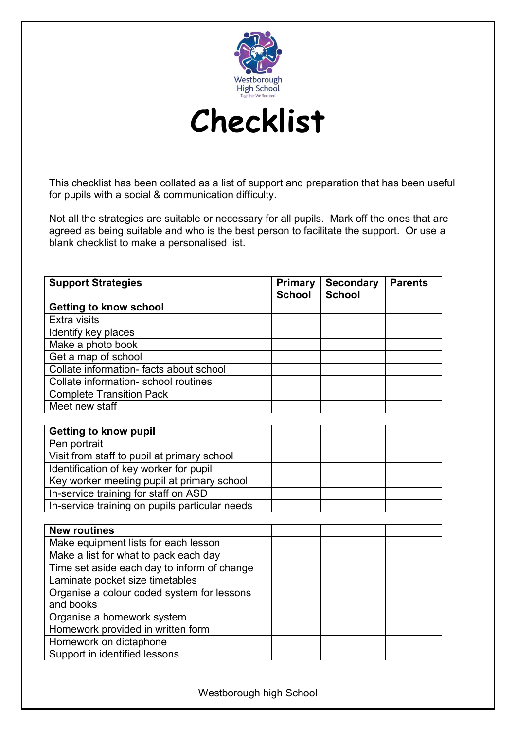Westborough High School

Together We Succeed

# Checklist

This checklist has been collated as a list of support and preparation that has been useful for pupils with a social & communication difficulty.

Not all the strategies are suitable or necessary for all pupils. Mark off the ones that are agreed as being suitable and who is the best person to facilitate the support. Or use a blank checklist to make a personalised list.

| Support Strategies | Primary School | Secondary School | Parents |
|---|---|---|---|
| **Getting to know school** | | | |
| Extra visits | | | |
| Identify key places | | | |
| Make a photo book | | | |
| Get a map of school | | | |
| Collate information- facts about school | | | |
| Collate information- school routines | | | |
| Complete Transition Pack | | | |
| Meet new staff | | | |

| | | | |
|---|---|---|---|
| **Getting to know pupil** | | | |
| Pen portrait | | | |
| Visit from staff to pupil at primary school | | | |
| Identification of key worker for pupil | | | |
| Key worker meeting pupil at primary school | | | |
| In-service training for staff on ASD | | | |
| In-service training on pupils particular needs | | | |

| | | | |
|---|---|---|---|
| **New routines** | | | |
| Make equipment lists for each lesson | | | |
| Make a list for what to pack each day | | | |
| Time set aside each day to inform of change | | | |
| Laminate pocket size timetables | | | |
| Organise a colour coded system for lessons and books | | | |
| Organise a homework system | | | |
| Homework provided in written form | | | |
| Homework on dictaphone | | | |
| Support in identified lessons | | | |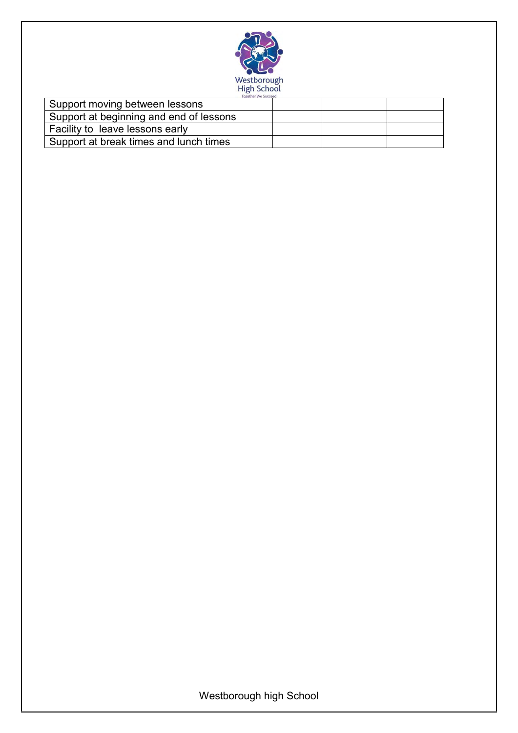| Support moving between lessons | | | |
|---|---|---|---|
| Support at beginning and end of lessons | | | |
| Facility to leave lessons early | | | |
| Support at break times and lunch times | | | |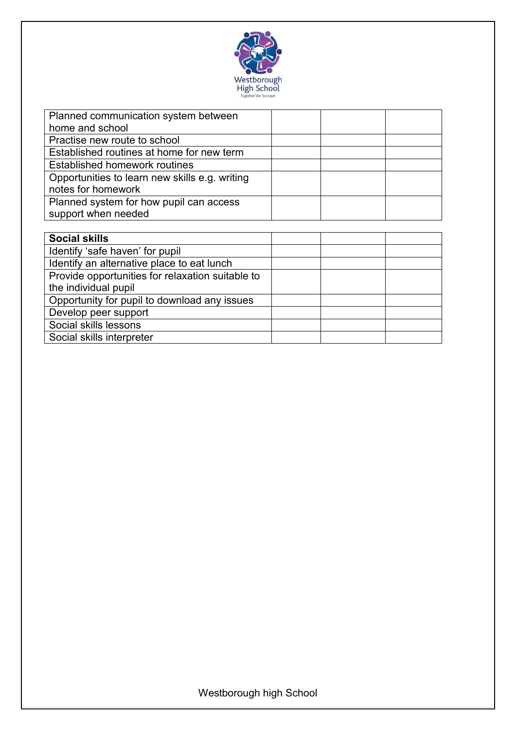| Planned communication system between home and school | | | |
|---|---|---|---|
| Practise new route to school | | | |
| Established routines at home for new term | | | |
| Established homework routines | | | |
| Opportunities to learn new skills e.g. writing notes for homework | | | |
| Planned system for how pupil can access support when needed | | | |

| **Social skills** | | | |
|---|---|---|---|
| Identify 'safe haven' for pupil | | | |
| Identify an alternative place to eat lunch | | | |
| Provide opportunities for relaxation suitable to the individual pupil | | | |
| Opportunity for pupil to download any issues | | | |
| Develop peer support | | | |
| Social skills lessons | | | |
| Social skills interpreter | | | |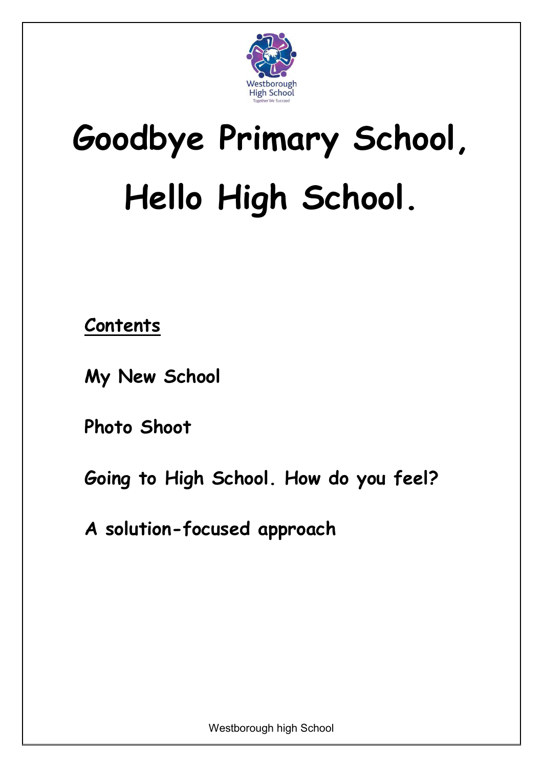# Goodbye Primary School, Hello High School.

**Contents**

**My New School**

**Photo Shoot**

**Going to High School. How do you feel?**

**A solution-focused approach**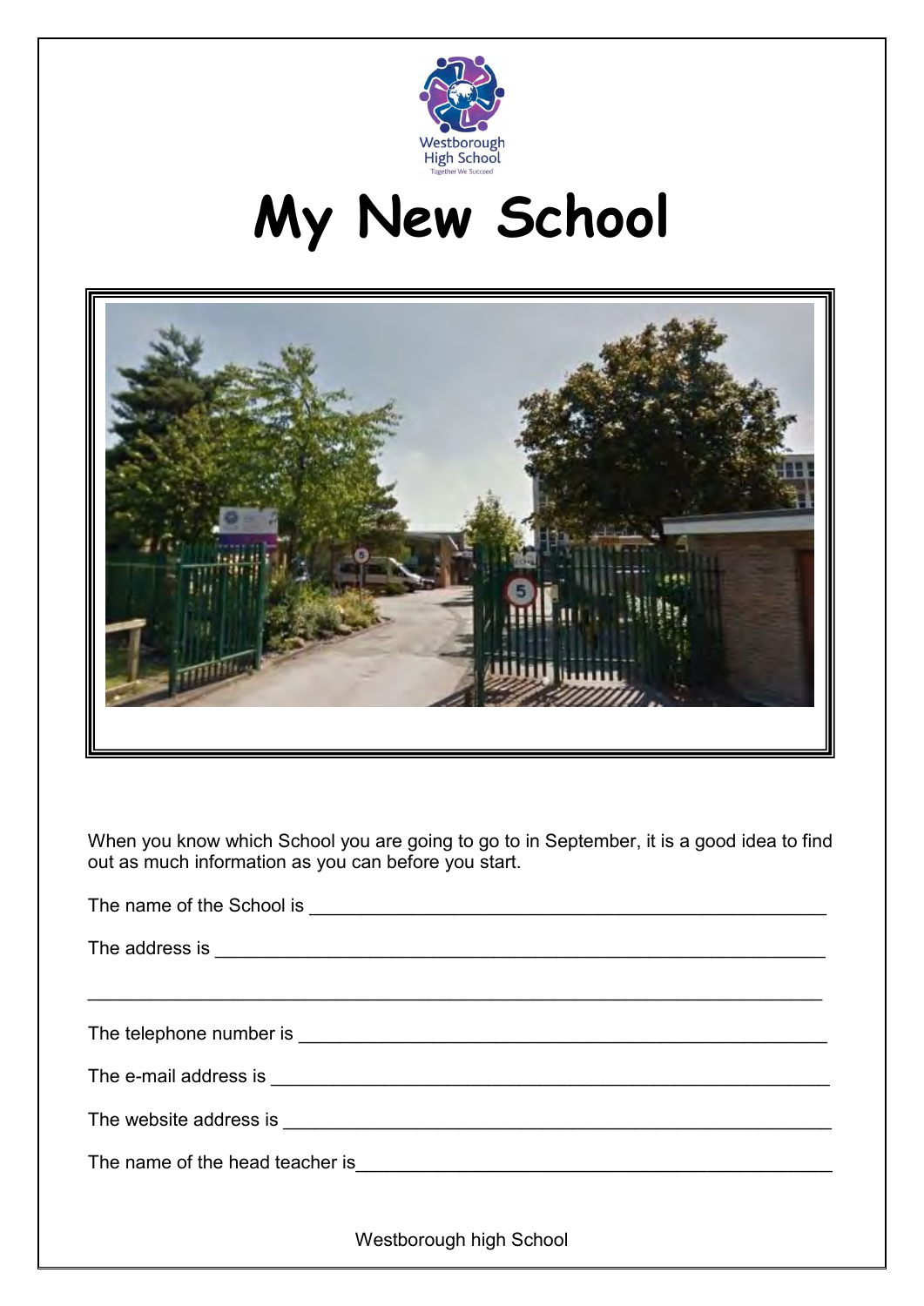# My New School

When you know which School you are going to go to in September, it is a good idea to find out as much information as you can before you start.

The name of the School is ___________________________________________________

The address is ________________________________________________________

________________________________________________________________________

The telephone number is ________________________________________________

The e-mail address is ___________________________________________________

The website address is __________________________________________________

The name of the head teacher is___________________________________________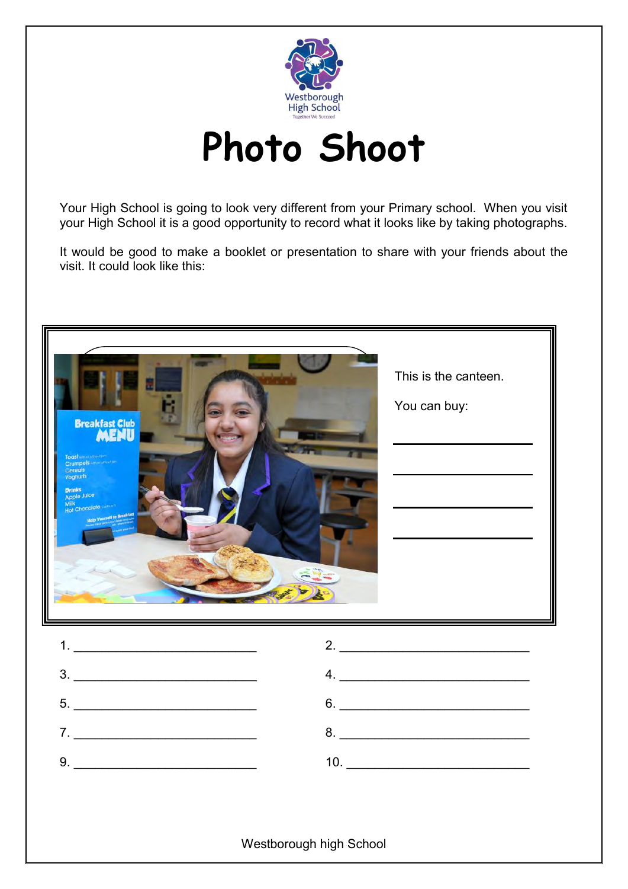# Photo Shoot

Your High School is going to look very different from your Primary school. When you visit your High School it is a good opportunity to record what it looks like by taking photographs.

It would be good to make a booklet or presentation to share with your friends about the visit. It could look like this:

This is the canteen.

You can buy:

\_\_\_\_\_\_\_\_\_\_\_\_\_\_\_\_\_\_\_\_

\_\_\_\_\_\_\_\_\_\_\_\_\_\_\_\_\_\_\_\_

\_\_\_\_\_\_\_\_\_\_\_\_\_\_\_\_\_\_\_\_

\_\_\_\_\_\_\_\_\_\_\_\_\_\_\_\_\_\_\_\_

1. \_\_\_\_\_\_\_\_\_\_\_\_\_\_\_\_\_\_\_\_\_\_\_\_\_\_ 2. \_\_\_\_\_\_\_\_\_\_\_\_\_\_\_\_\_\_\_\_\_\_\_\_\_\_

3. \_\_\_\_\_\_\_\_\_\_\_\_\_\_\_\_\_\_\_\_\_\_\_\_\_\_ 4. \_\_\_\_\_\_\_\_\_\_\_\_\_\_\_\_\_\_\_\_\_\_\_\_\_\_

5. \_\_\_\_\_\_\_\_\_\_\_\_\_\_\_\_\_\_\_\_\_\_\_\_\_\_ 6. \_\_\_\_\_\_\_\_\_\_\_\_\_\_\_\_\_\_\_\_\_\_\_\_\_\_

7. \_\_\_\_\_\_\_\_\_\_\_\_\_\_\_\_\_\_\_\_\_\_\_\_\_\_ 8. \_\_\_\_\_\_\_\_\_\_\_\_\_\_\_\_\_\_\_\_\_\_\_\_\_\_

9. \_\_\_\_\_\_\_\_\_\_\_\_\_\_\_\_\_\_\_\_\_\_\_\_\_\_ 10. \_\_\_\_\_\_\_\_\_\_\_\_\_\_\_\_\_\_\_\_\_\_\_\_\_\_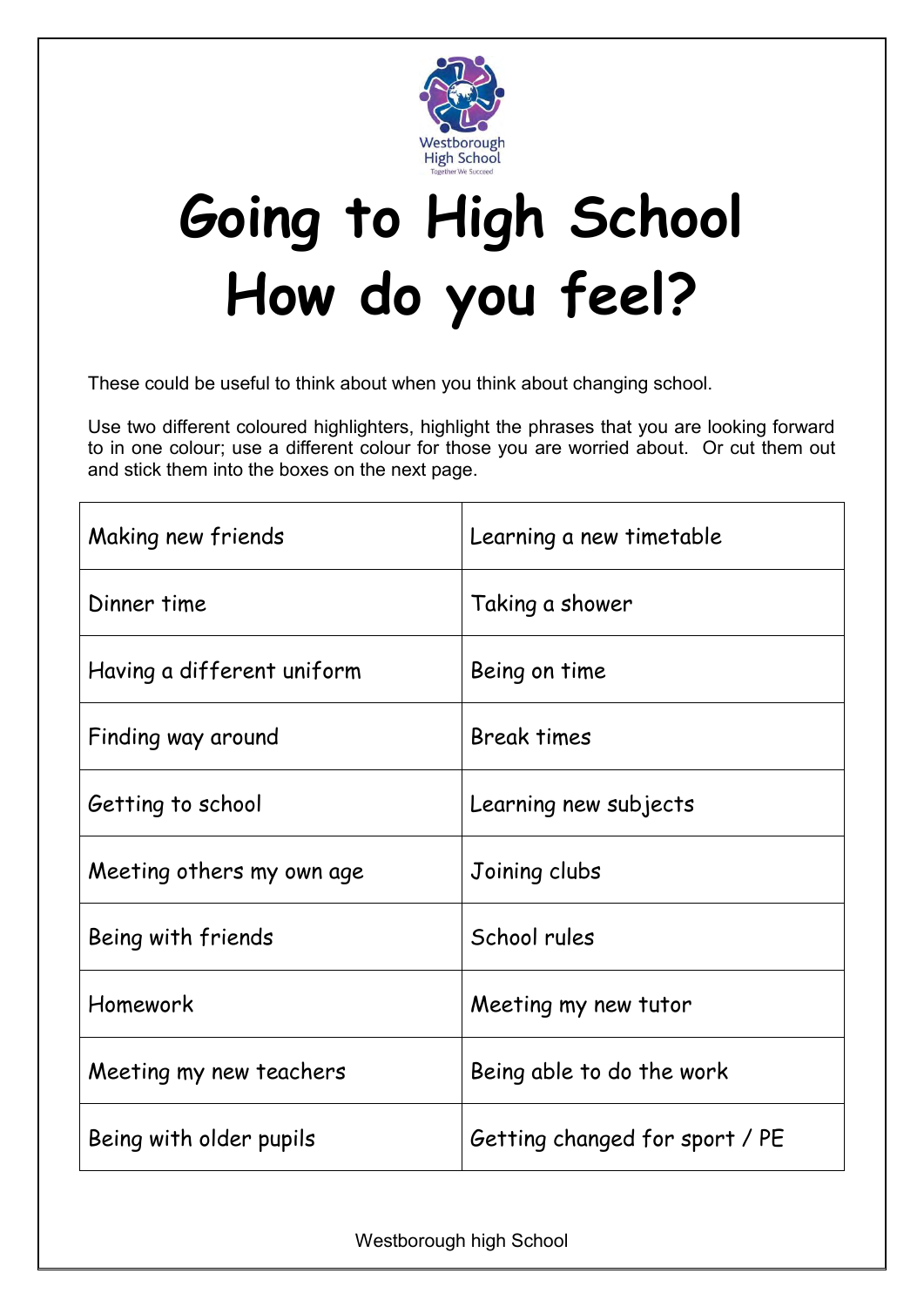Westborough High School

Together We Succeed

# Going to High School How do you feel?

These could be useful to think about when you think about changing school.

Use two different coloured highlighters, highlight the phrases that you are looking forward to in one colour; use a different colour for those you are worried about. Or cut them out and stick them into the boxes on the next page.

| | |
|---|---|
| Making new friends | Learning a new timetable |
| Dinner time | Taking a shower |
| Having a different uniform | Being on time |
| Finding way around | Break times |
| Getting to school | Learning new subjects |
| Meeting others my own age | Joining clubs |
| Being with friends | School rules |
| Homework | Meeting my new tutor |
| Meeting my new teachers | Being able to do the work |
| Being with older pupils | Getting changed for sport / PE |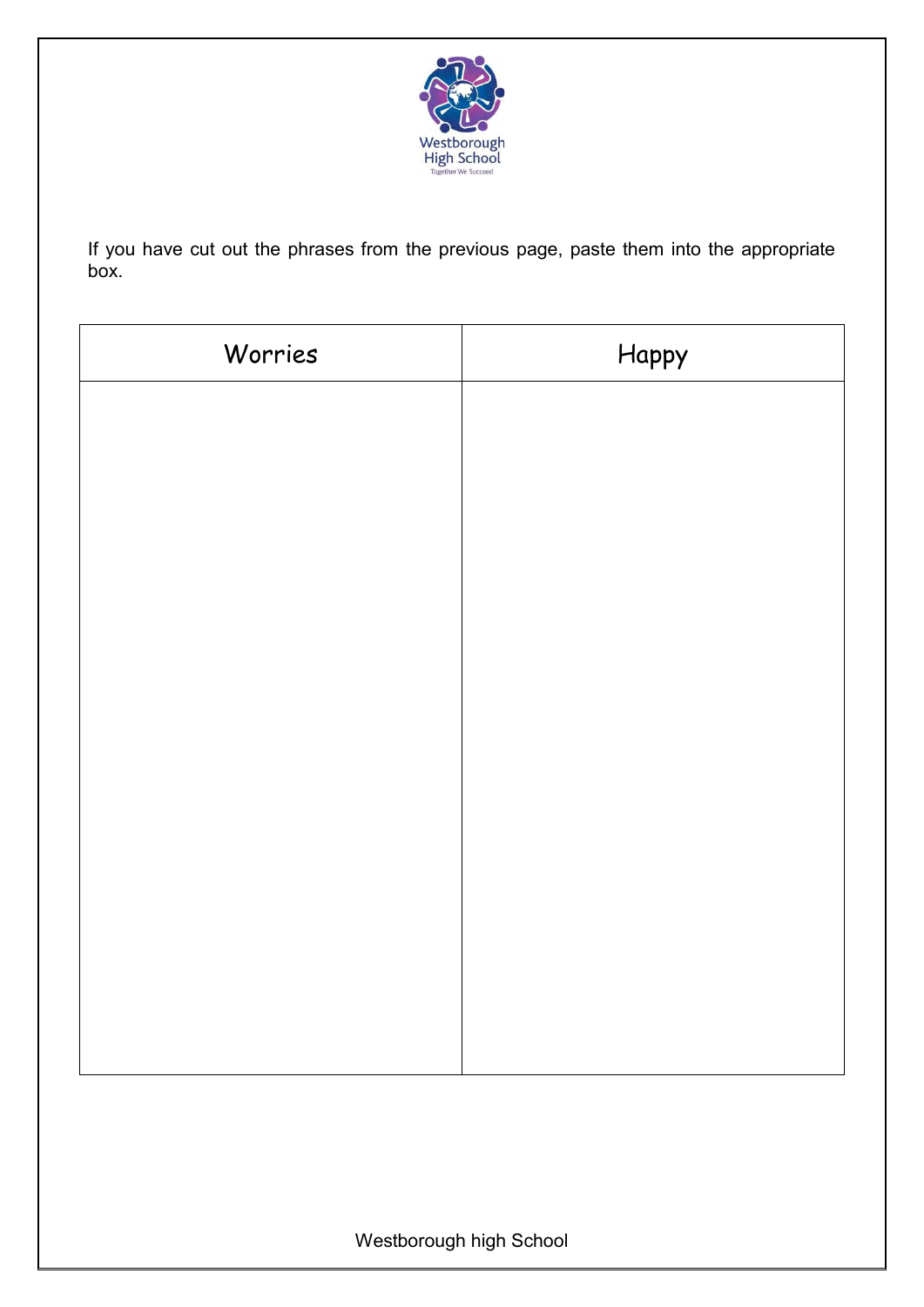If you have cut out the phrases from the previous page, paste them into the appropriate box.

| Worries | Happy |
| --- | --- |
| | |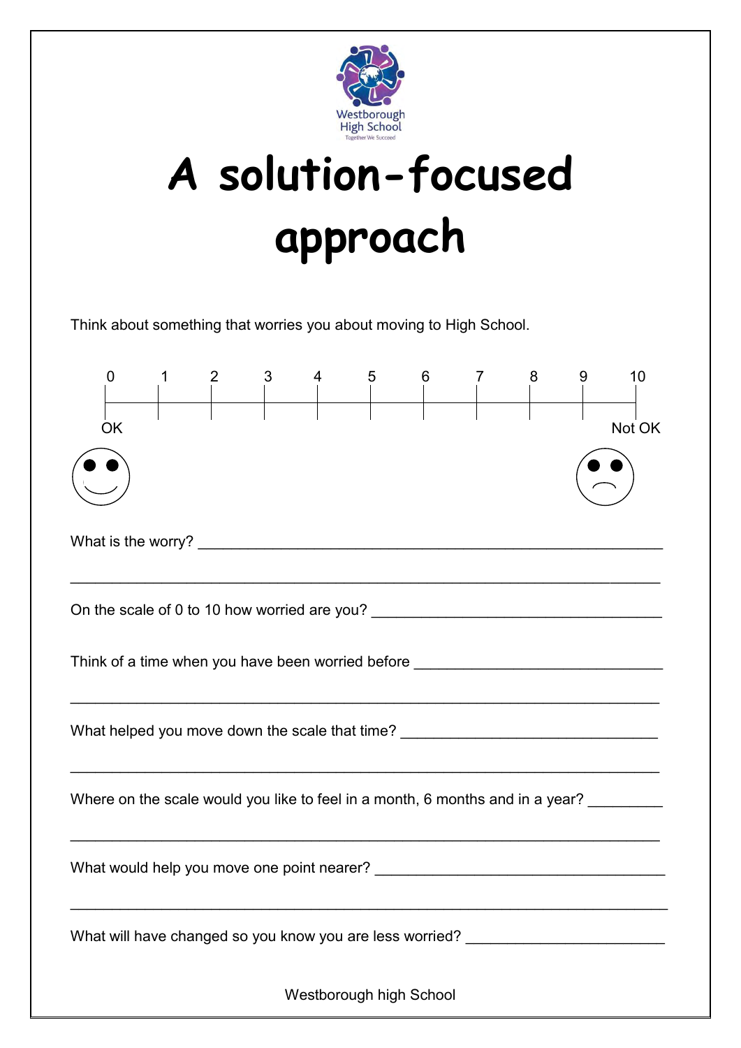Westborough High School

Together We Succeed

# A solution-focused approach

Think about something that worries you about moving to High School.

| 0 | 1 | 2 | 3 | 4 | 5 | 6 | 7 | 8 | 9 | 10 |
|---|---|---|---|---|---|---|---|---|---|---|
| OK | | | | | | | | | | Not OK |

What is the worry? ___________________________________________________________

___________________________________________________________________________

On the scale of 0 to 10 how worried are you? _______________________________________

Think of a time when you have been worried before ___________________________________

___________________________________________________________________________

What helped you move down the scale that time? ____________________________________

___________________________________________________________________________

Where on the scale would you like to feel in a month, 6 months and in a year? _________

___________________________________________________________________________

What would help you move one point nearer? _______________________________________

___________________________________________________________________________

What will have changed so you know you are less worried? __________________________

Westborough high School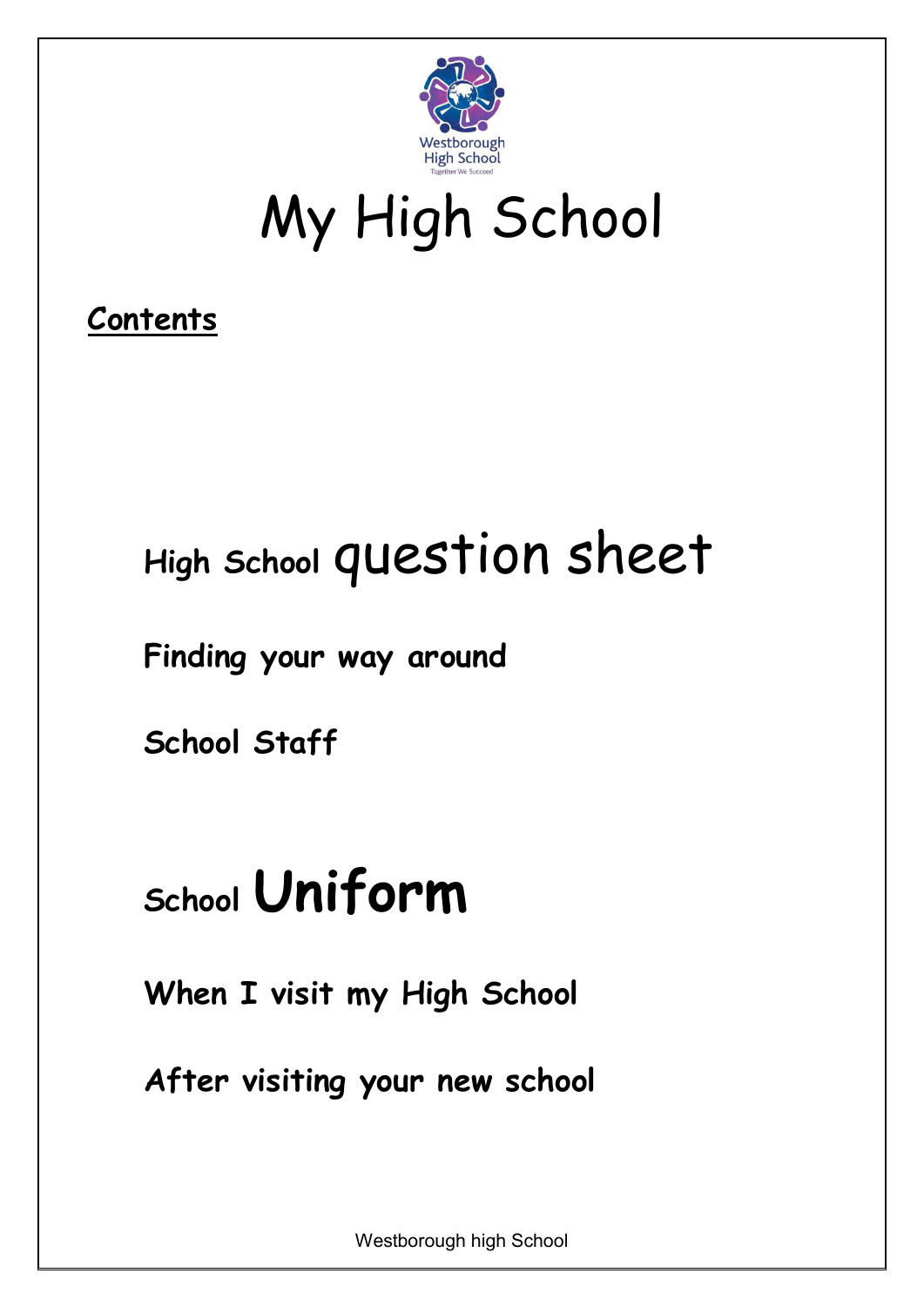# My High School

**Contents**

High School question sheet

Finding your way around

School Staff

School Uniform

When I visit my High School

After visiting your new school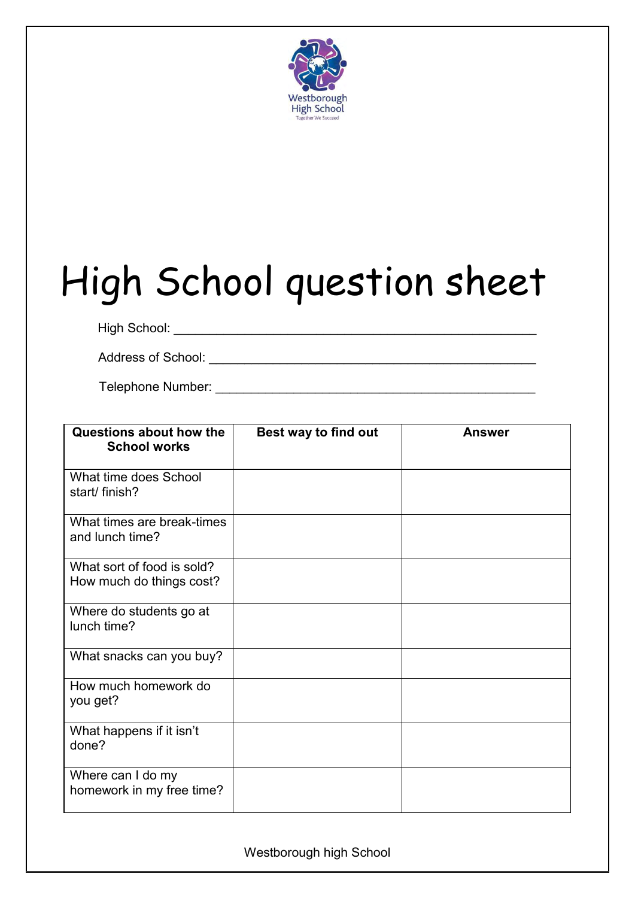Westborough High School

Together We Succeed

# High School question sheet

High School: ___________________________________________________

Address of School: ______________________________________________

Telephone Number: _____________________________________________

| Questions about how the School works | Best way to find out | Answer |
|---|---|---|
| What time does School start/ finish? | | |
| What times are break-times and lunch time? | | |
| What sort of food is sold? How much do things cost? | | |
| Where do students go at lunch time? | | |
| What snacks can you buy? | | |
| How much homework do you get? | | |
| What happens if it isn't done? | | |
| Where can I do my homework in my free time? | | |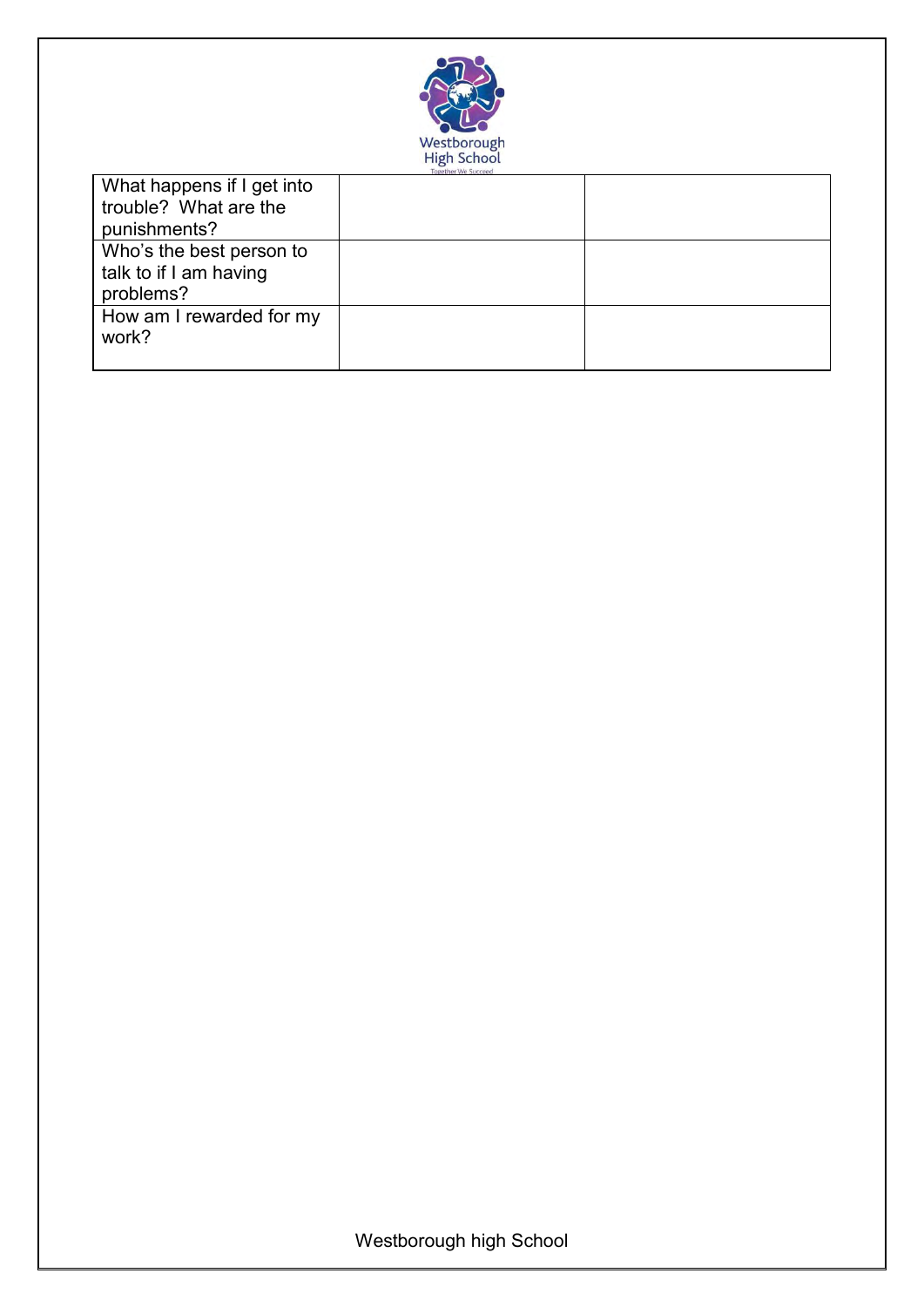Westborough High School

Together We Succeed

| | | |
|---|---|---|
| What happens if I get into trouble? What are the punishments? | | |
| Who's the best person to talk to if I am having problems? | | |
| How am I rewarded for my work? | | |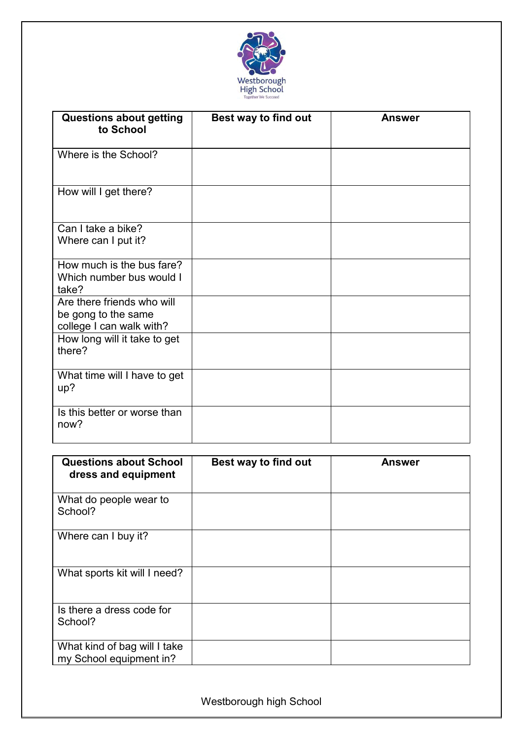Westborough High School

Together We Succeed

| Questions about getting to School | Best way to find out | Answer |
| --- | --- | --- |
| Where is the School? | | |
| How will I get there? | | |
| Can I take a bike? Where can I put it? | | |
| How much is the bus fare? Which number bus would I take? | | |
| Are there friends who will be gong to the same college I can walk with? | | |
| How long will it take to get there? | | |
| What time will I have to get up? | | |
| Is this better or worse than now? | | |

| Questions about School dress and equipment | Best way to find out | Answer |
| --- | --- | --- |
| What do people wear to School? | | |
| Where can I buy it? | | |
| What sports kit will I need? | | |
| Is there a dress code for School? | | |
| What kind of bag will I take my School equipment in? | | |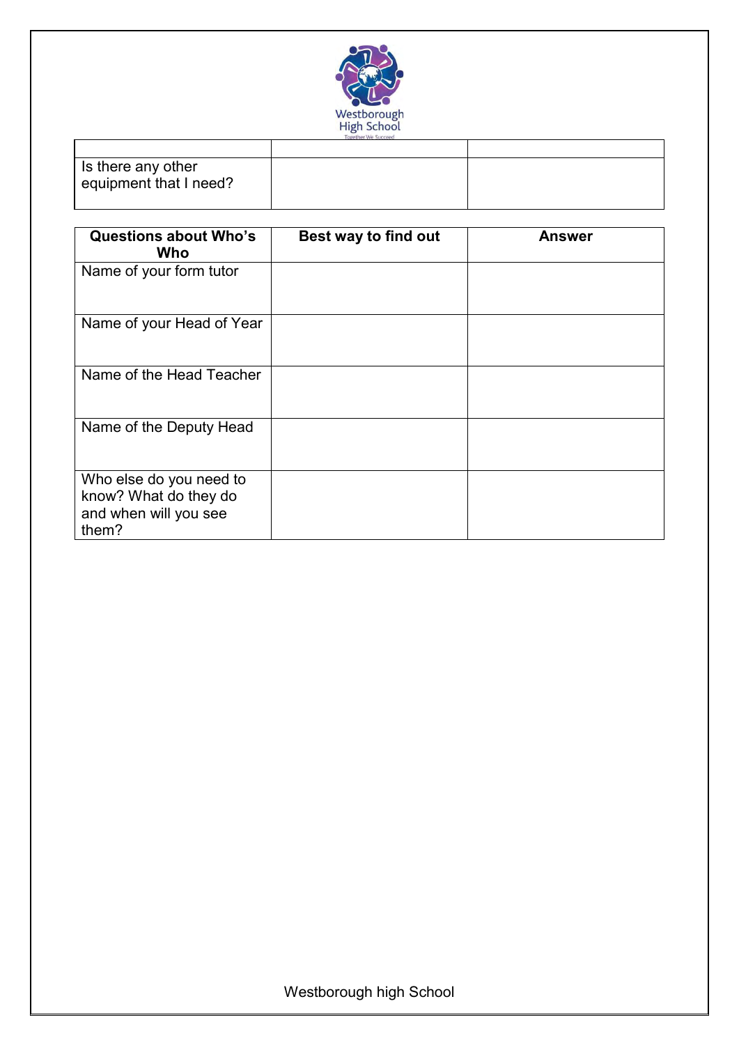Westborough High School

Together We Succeed

| | | |
|---|---|---|
| Is there any other equipment that I need? | | |

| Questions about Who's Who | Best way to find out | Answer |
|---|---|---|
| Name of your form tutor | | |
| Name of your Head of Year | | |
| Name of the Head Teacher | | |
| Name of the Deputy Head | | |
| Who else do you need to know? What do they do and when will you see them? | | |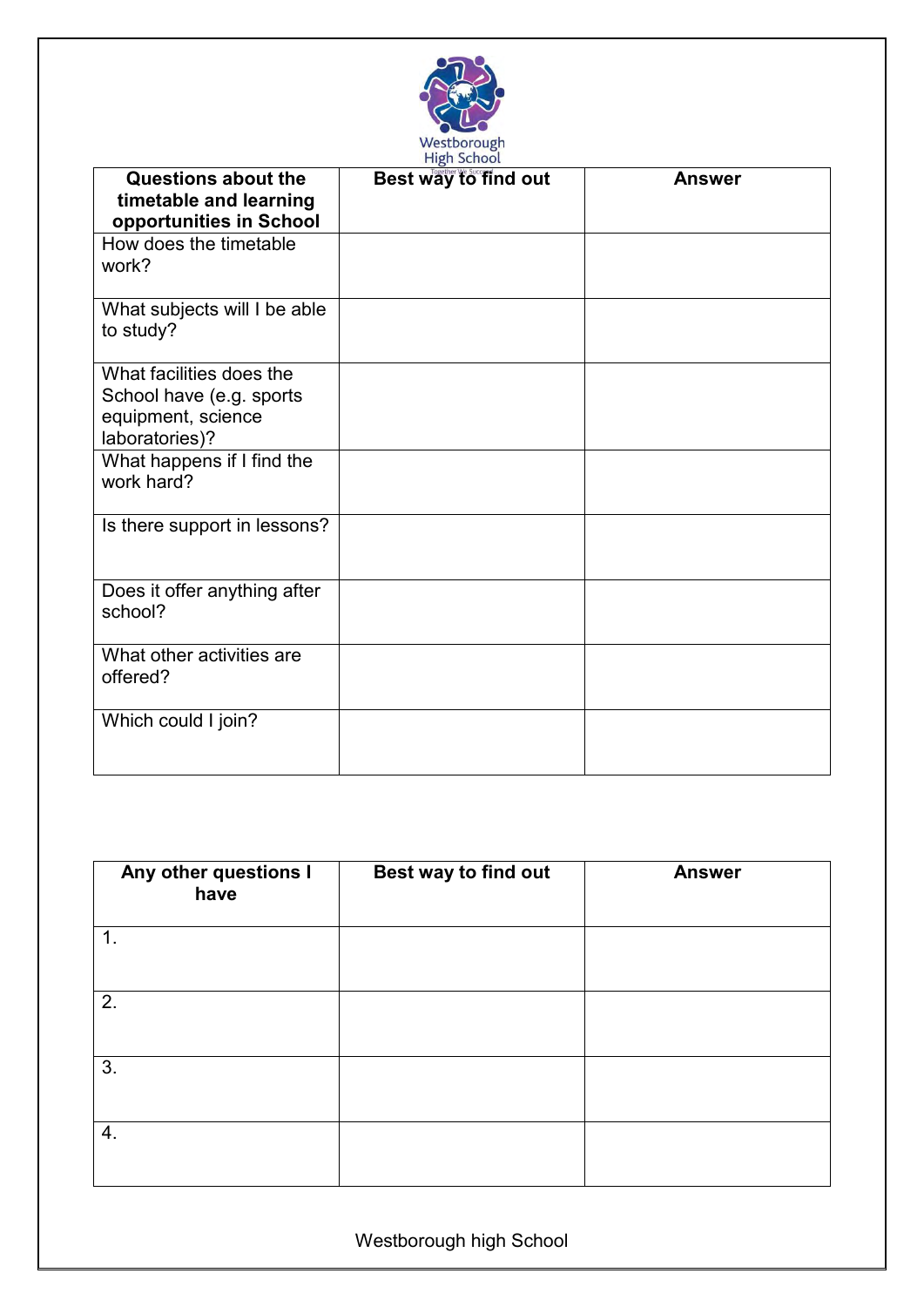Westborough High School

Together We Succeed

| Questions about the timetable and learning opportunities in School | Best way to find out | Answer |
| --- | --- | --- |
| How does the timetable work? | | |
| What subjects will I be able to study? | | |
| What facilities does the School have (e.g. sports equipment, science laboratories)? | | |
| What happens if I find the work hard? | | |
| Is there support in lessons? | | |
| Does it offer anything after school? | | |
| What other activities are offered? | | |
| Which could I join? | | |

| Any other questions I have | Best way to find out | Answer |
| --- | --- | --- |
| 1. | | |
| 2. | | |
| 3. | | |
| 4. | | |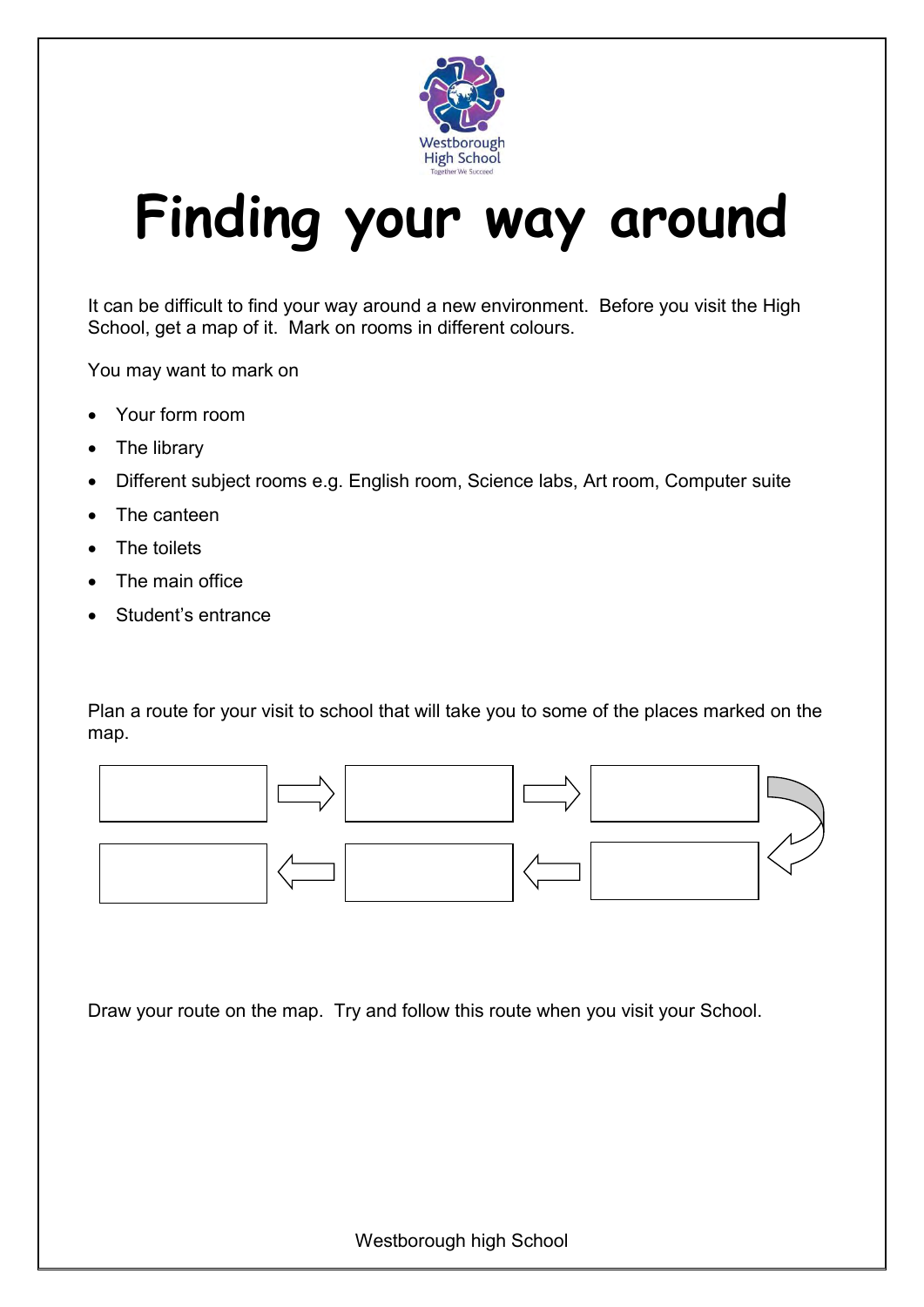Westborough High School
Together We Succeed

# Finding your way around

It can be difficult to find your way around a new environment. Before you visit the High School, get a map of it. Mark on rooms in different colours.

You may want to mark on

- Your form room
- The library
- Different subject rooms e.g. English room, Science labs, Art room, Computer suite
- The canteen
- The toilets
- The main office
- Student's entrance

Plan a route for your visit to school that will take you to some of the places marked on the map.

Draw your route on the map. Try and follow this route when you visit your School.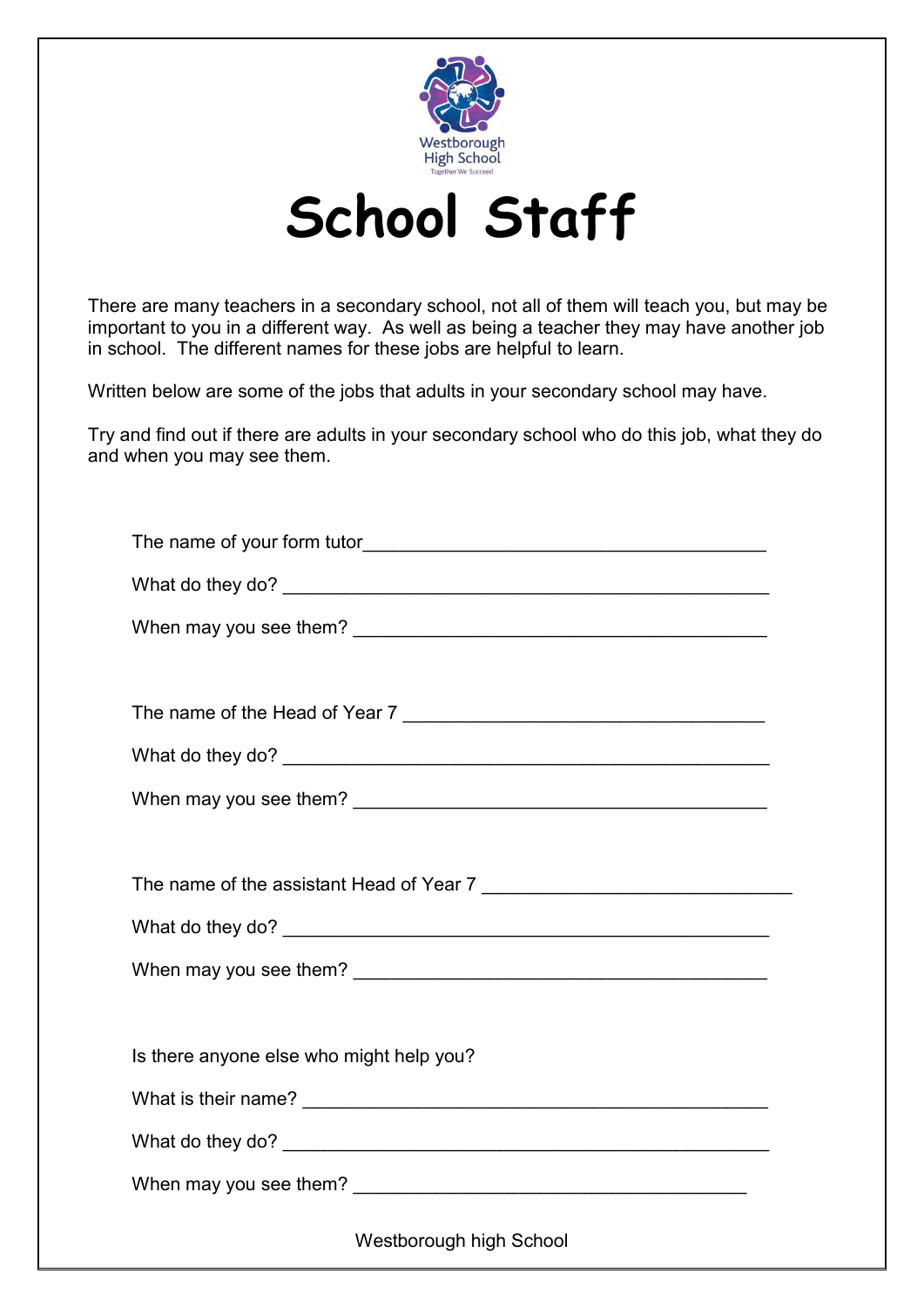Westborough High School

Together We Succeed

# School Staff

There are many teachers in a secondary school, not all of them will teach you, but may be important to you in a different way. As well as being a teacher they may have another job in school. The different names for these jobs are helpful to learn.

Written below are some of the jobs that adults in your secondary school may have.

Try and find out if there are adults in your secondary school who do this job, what they do and when you may see them.

The name of your form tutor_______________________________________

What do they do? ___________________________________________________

When may you see them? _____________________________________________

The name of the Head of Year 7 _____________________________________

What do they do? ___________________________________________________

When may you see them? _____________________________________________

The name of the assistant Head of Year 7 ______________________________

What do they do? ___________________________________________________

When may you see them? _____________________________________________

Is there anyone else who might help you?

What is their name? _________________________________________________

What do they do? ___________________________________________________

When may you see them? ___________________________________________

Westborough high School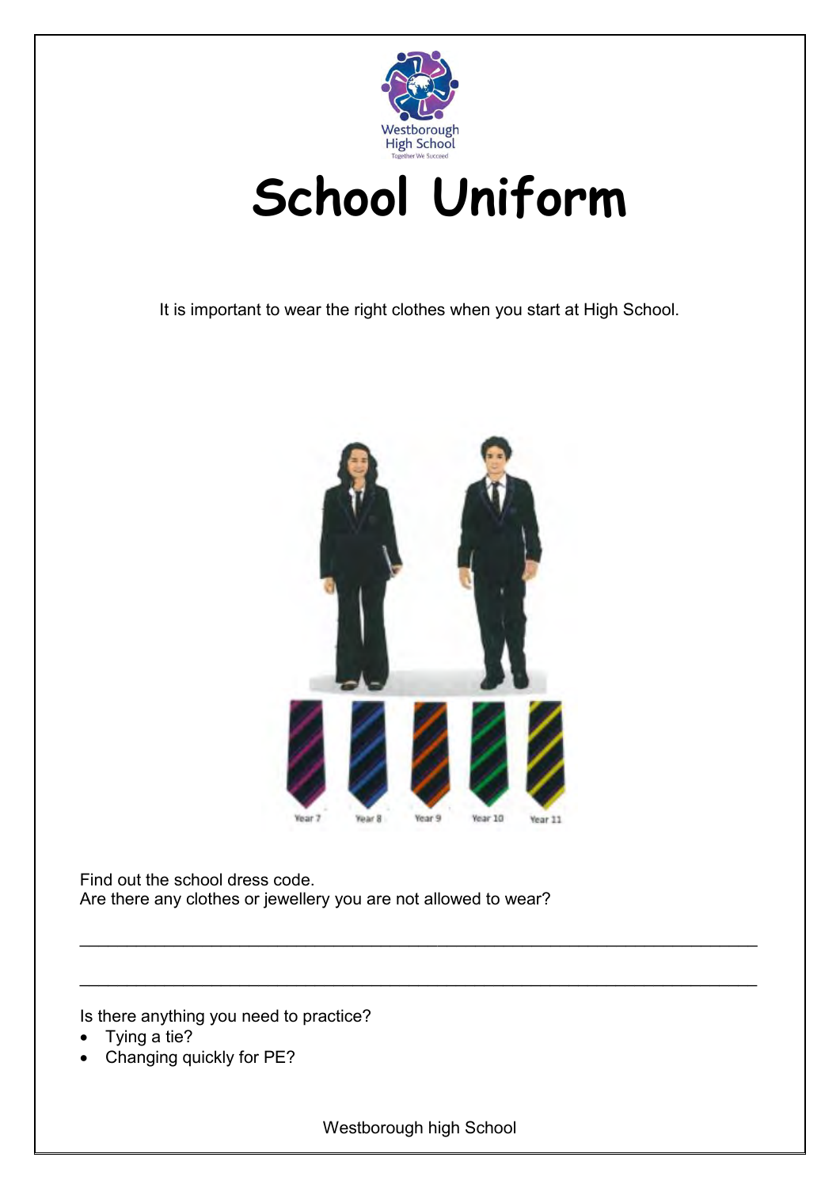# School Uniform

It is important to wear the right clothes when you start at High School.

Year 7 Year 8 Year 9 Year 10 Year 11

Find out the school dress code.
Are there any clothes or jewellery you are not allowed to wear?

______________________________________________________________________

______________________________________________________________________

Is there anything you need to practice?

- Tying a tie?
- Changing quickly for PE?

Westborough high School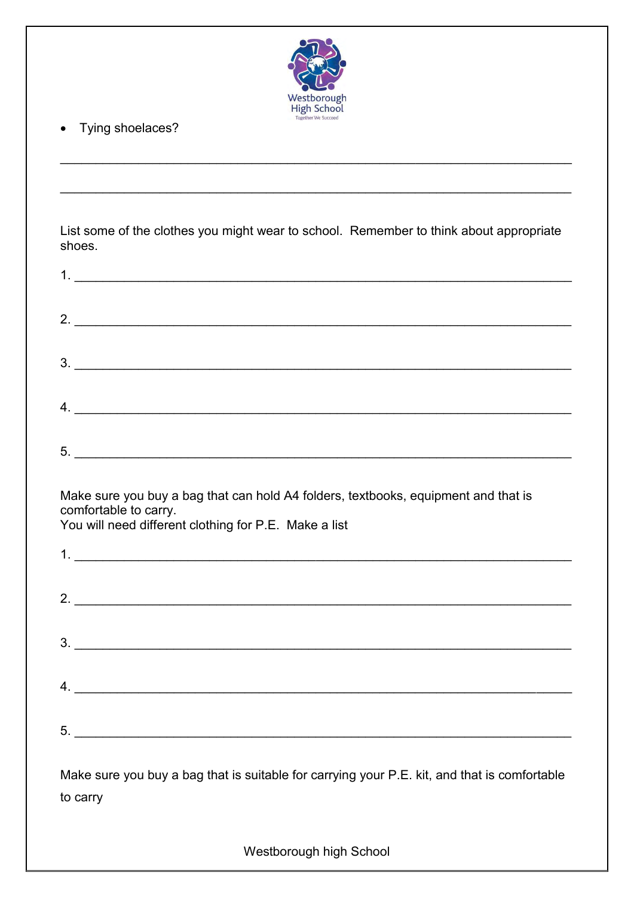- Tying shoelaces?

\_\_\_\_\_\_\_\_\_\_\_\_\_\_\_\_\_\_\_\_\_\_\_\_\_\_\_\_\_\_\_\_\_\_\_\_\_\_\_\_\_\_\_\_\_\_\_\_\_\_\_\_\_\_\_\_\_\_\_\_\_\_\_\_\_\_

\_\_\_\_\_\_\_\_\_\_\_\_\_\_\_\_\_\_\_\_\_\_\_\_\_\_\_\_\_\_\_\_\_\_\_\_\_\_\_\_\_\_\_\_\_\_\_\_\_\_\_\_\_\_\_\_\_\_\_\_\_\_\_\_\_\_

List some of the clothes you might wear to school. Remember to think about appropriate shoes.

1. \_\_\_\_\_\_\_\_\_\_\_\_\_\_\_\_\_\_\_\_\_\_\_\_\_\_\_\_\_\_\_\_\_\_\_\_\_\_\_\_\_\_\_\_\_\_\_\_\_\_\_\_\_\_\_\_\_\_\_\_\_\_

2. \_\_\_\_\_\_\_\_\_\_\_\_\_\_\_\_\_\_\_\_\_\_\_\_\_\_\_\_\_\_\_\_\_\_\_\_\_\_\_\_\_\_\_\_\_\_\_\_\_\_\_\_\_\_\_\_\_\_\_\_\_\_

3. \_\_\_\_\_\_\_\_\_\_\_\_\_\_\_\_\_\_\_\_\_\_\_\_\_\_\_\_\_\_\_\_\_\_\_\_\_\_\_\_\_\_\_\_\_\_\_\_\_\_\_\_\_\_\_\_\_\_\_\_\_\_

4. \_\_\_\_\_\_\_\_\_\_\_\_\_\_\_\_\_\_\_\_\_\_\_\_\_\_\_\_\_\_\_\_\_\_\_\_\_\_\_\_\_\_\_\_\_\_\_\_\_\_\_\_\_\_\_\_\_\_\_\_\_\_

5. \_\_\_\_\_\_\_\_\_\_\_\_\_\_\_\_\_\_\_\_\_\_\_\_\_\_\_\_\_\_\_\_\_\_\_\_\_\_\_\_\_\_\_\_\_\_\_\_\_\_\_\_\_\_\_\_\_\_\_\_\_\_

Make sure you buy a bag that can hold A4 folders, textbooks, equipment and that is comfortable to carry.
You will need different clothing for P.E. Make a list

1. \_\_\_\_\_\_\_\_\_\_\_\_\_\_\_\_\_\_\_\_\_\_\_\_\_\_\_\_\_\_\_\_\_\_\_\_\_\_\_\_\_\_\_\_\_\_\_\_\_\_\_\_\_\_\_\_\_\_\_\_\_\_

2. \_\_\_\_\_\_\_\_\_\_\_\_\_\_\_\_\_\_\_\_\_\_\_\_\_\_\_\_\_\_\_\_\_\_\_\_\_\_\_\_\_\_\_\_\_\_\_\_\_\_\_\_\_\_\_\_\_\_\_\_\_\_

3. \_\_\_\_\_\_\_\_\_\_\_\_\_\_\_\_\_\_\_\_\_\_\_\_\_\_\_\_\_\_\_\_\_\_\_\_\_\_\_\_\_\_\_\_\_\_\_\_\_\_\_\_\_\_\_\_\_\_\_\_\_\_

4. \_\_\_\_\_\_\_\_\_\_\_\_\_\_\_\_\_\_\_\_\_\_\_\_\_\_\_\_\_\_\_\_\_\_\_\_\_\_\_\_\_\_\_\_\_\_\_\_\_\_\_\_\_\_\_\_\_\_\_\_\_\_

5. \_\_\_\_\_\_\_\_\_\_\_\_\_\_\_\_\_\_\_\_\_\_\_\_\_\_\_\_\_\_\_\_\_\_\_\_\_\_\_\_\_\_\_\_\_\_\_\_\_\_\_\_\_\_\_\_\_\_\_\_\_\_

Make sure you buy a bag that is suitable for carrying your P.E. kit, and that is comfortable to carry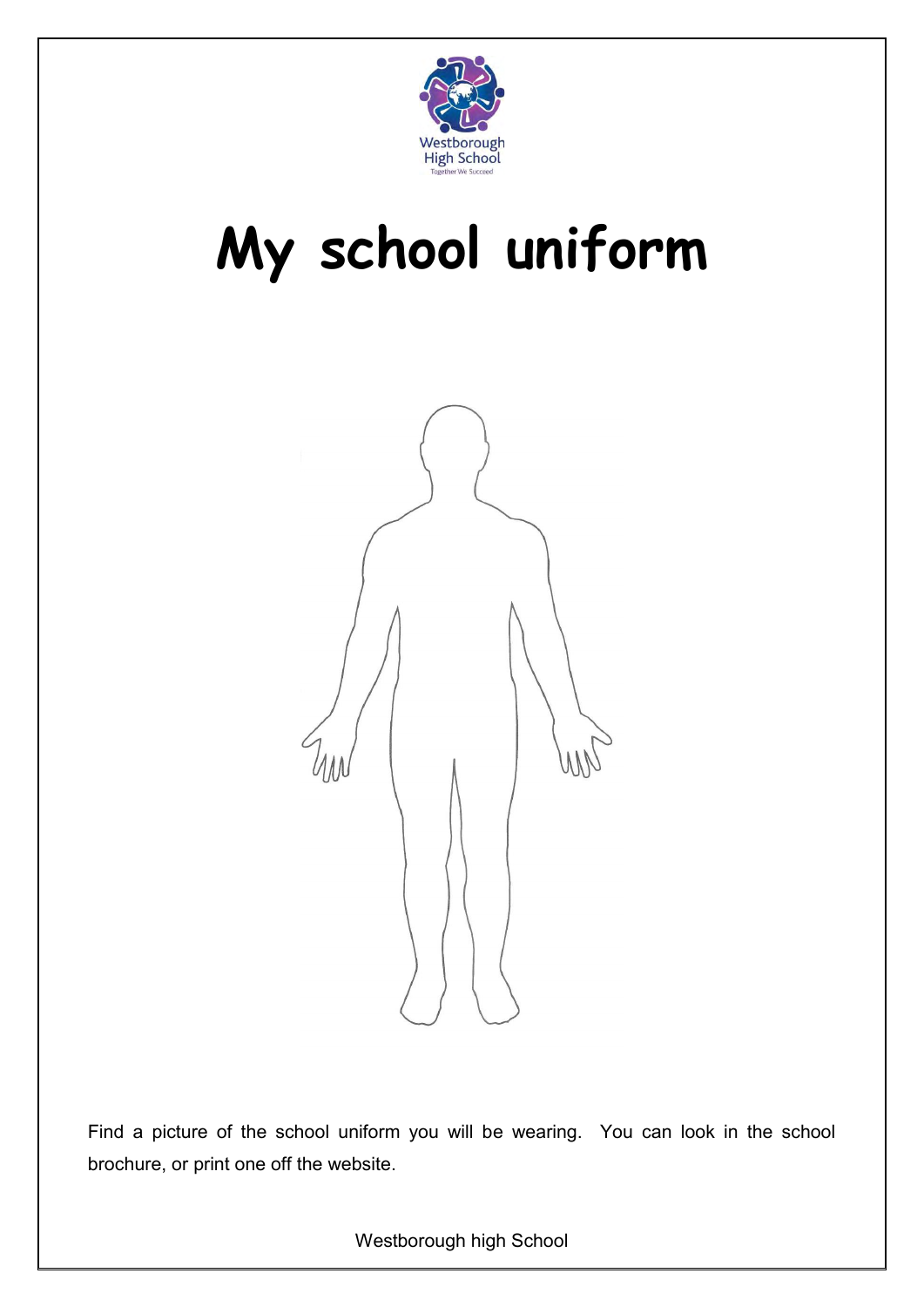# My school uniform

Find a picture of the school uniform you will be wearing. You can look in the school brochure, or print one off the website.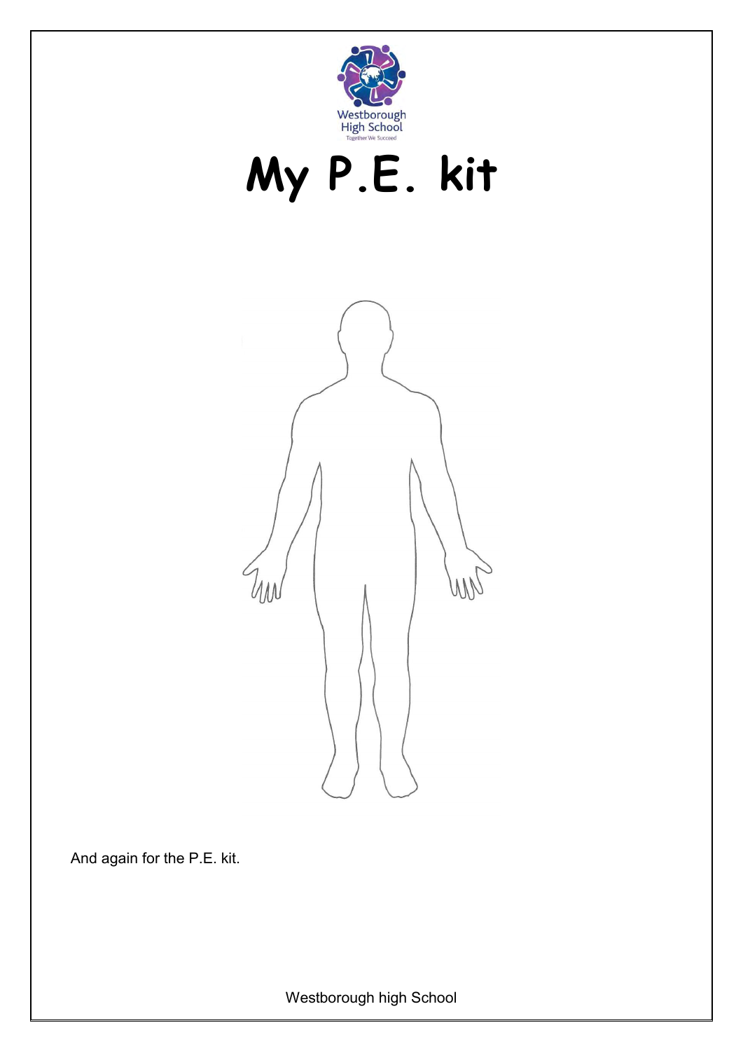Westborough High School

Together We Succeed

# My P.E. kit

And again for the P.E. kit.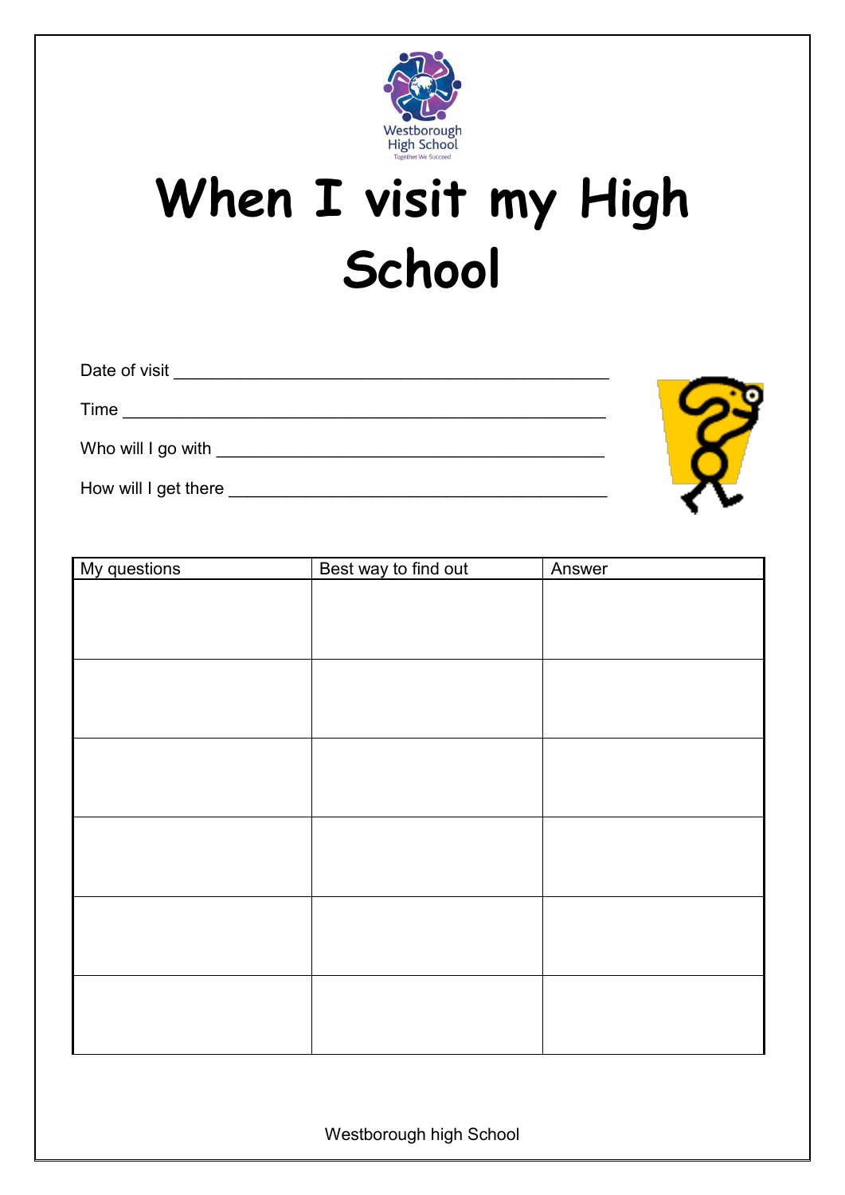Westborough High School

Together We Succeed

# When I visit my High School

Date of visit _______________________________________________

Time ___________________________________________________

Who will I go with ____________________________________________

How will I get there ___________________________________________

| My questions | Best way to find out | Answer |
|---|---|---|
| | | |
| | | |
| | | |
| | | |
| | | |
| | | |

Westborough high School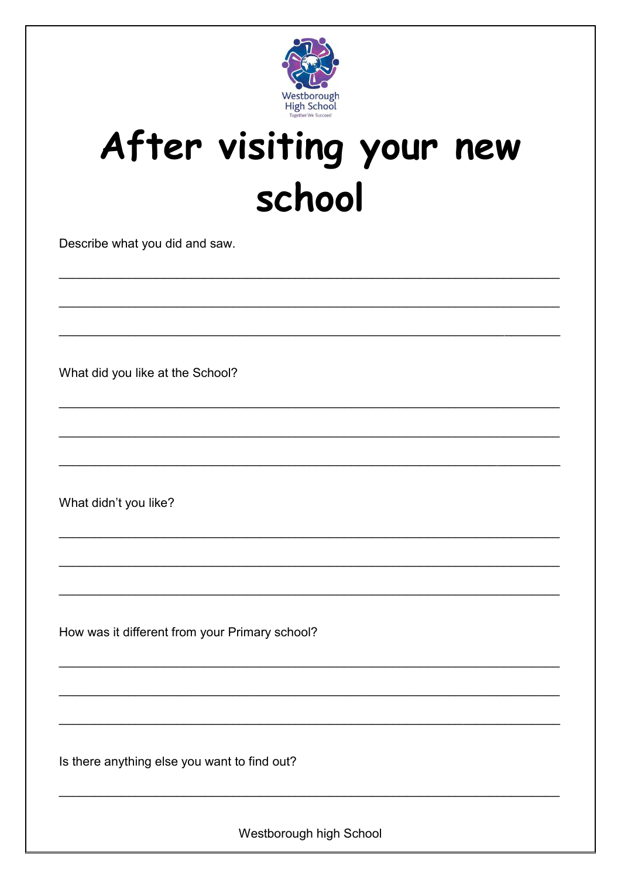Westborough High School

Together We Succeed

# After visiting your new school

Describe what you did and saw.

\_\_\_\_\_\_\_\_\_\_\_\_\_\_\_\_\_\_\_\_\_\_\_\_\_\_\_\_\_\_\_\_\_\_\_\_\_\_\_\_\_\_\_\_\_\_\_\_\_\_\_\_\_\_\_\_\_\_\_\_\_\_\_\_\_\_\_\_\_\_

\_\_\_\_\_\_\_\_\_\_\_\_\_\_\_\_\_\_\_\_\_\_\_\_\_\_\_\_\_\_\_\_\_\_\_\_\_\_\_\_\_\_\_\_\_\_\_\_\_\_\_\_\_\_\_\_\_\_\_\_\_\_\_\_\_\_\_\_\_\_

\_\_\_\_\_\_\_\_\_\_\_\_\_\_\_\_\_\_\_\_\_\_\_\_\_\_\_\_\_\_\_\_\_\_\_\_\_\_\_\_\_\_\_\_\_\_\_\_\_\_\_\_\_\_\_\_\_\_\_\_\_\_\_\_\_\_\_\_\_\_

What did you like at the School?

\_\_\_\_\_\_\_\_\_\_\_\_\_\_\_\_\_\_\_\_\_\_\_\_\_\_\_\_\_\_\_\_\_\_\_\_\_\_\_\_\_\_\_\_\_\_\_\_\_\_\_\_\_\_\_\_\_\_\_\_\_\_\_\_\_\_\_\_\_\_

\_\_\_\_\_\_\_\_\_\_\_\_\_\_\_\_\_\_\_\_\_\_\_\_\_\_\_\_\_\_\_\_\_\_\_\_\_\_\_\_\_\_\_\_\_\_\_\_\_\_\_\_\_\_\_\_\_\_\_\_\_\_\_\_\_\_\_\_\_\_

\_\_\_\_\_\_\_\_\_\_\_\_\_\_\_\_\_\_\_\_\_\_\_\_\_\_\_\_\_\_\_\_\_\_\_\_\_\_\_\_\_\_\_\_\_\_\_\_\_\_\_\_\_\_\_\_\_\_\_\_\_\_\_\_\_\_\_\_\_\_

What didn't you like?

\_\_\_\_\_\_\_\_\_\_\_\_\_\_\_\_\_\_\_\_\_\_\_\_\_\_\_\_\_\_\_\_\_\_\_\_\_\_\_\_\_\_\_\_\_\_\_\_\_\_\_\_\_\_\_\_\_\_\_\_\_\_\_\_\_\_\_\_\_\_

\_\_\_\_\_\_\_\_\_\_\_\_\_\_\_\_\_\_\_\_\_\_\_\_\_\_\_\_\_\_\_\_\_\_\_\_\_\_\_\_\_\_\_\_\_\_\_\_\_\_\_\_\_\_\_\_\_\_\_\_\_\_\_\_\_\_\_\_\_\_

\_\_\_\_\_\_\_\_\_\_\_\_\_\_\_\_\_\_\_\_\_\_\_\_\_\_\_\_\_\_\_\_\_\_\_\_\_\_\_\_\_\_\_\_\_\_\_\_\_\_\_\_\_\_\_\_\_\_\_\_\_\_\_\_\_\_\_\_\_\_

How was it different from your Primary school?

\_\_\_\_\_\_\_\_\_\_\_\_\_\_\_\_\_\_\_\_\_\_\_\_\_\_\_\_\_\_\_\_\_\_\_\_\_\_\_\_\_\_\_\_\_\_\_\_\_\_\_\_\_\_\_\_\_\_\_\_\_\_\_\_\_\_\_\_\_\_

\_\_\_\_\_\_\_\_\_\_\_\_\_\_\_\_\_\_\_\_\_\_\_\_\_\_\_\_\_\_\_\_\_\_\_\_\_\_\_\_\_\_\_\_\_\_\_\_\_\_\_\_\_\_\_\_\_\_\_\_\_\_\_\_\_\_\_\_\_\_

\_\_\_\_\_\_\_\_\_\_\_\_\_\_\_\_\_\_\_\_\_\_\_\_\_\_\_\_\_\_\_\_\_\_\_\_\_\_\_\_\_\_\_\_\_\_\_\_\_\_\_\_\_\_\_\_\_\_\_\_\_\_\_\_\_\_\_\_\_\_

Is there anything else you want to find out?

\_\_\_\_\_\_\_\_\_\_\_\_\_\_\_\_\_\_\_\_\_\_\_\_\_\_\_\_\_\_\_\_\_\_\_\_\_\_\_\_\_\_\_\_\_\_\_\_\_\_\_\_\_\_\_\_\_\_\_\_\_\_\_\_\_\_\_\_\_\_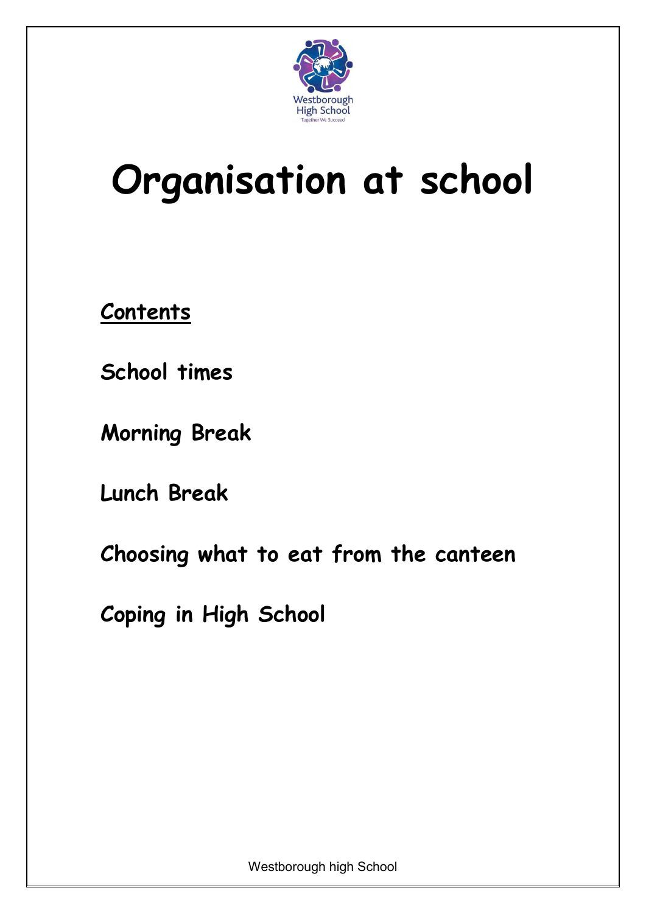# Organisation at school

**Contents**

**School times**

**Morning Break**

**Lunch Break**

**Choosing what to eat from the canteen**

**Coping in High School**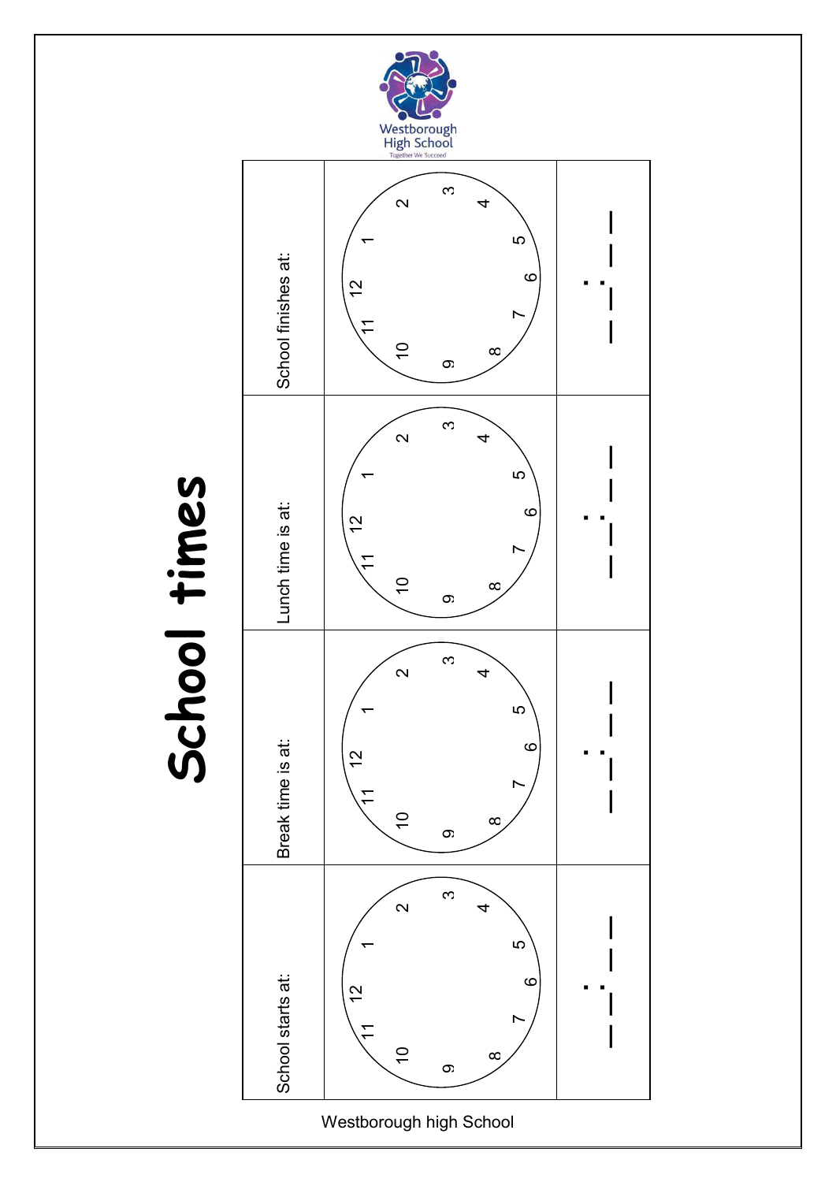Westborough High School

Together We Succeed

# School times

| School starts at: | Break time is at: | Lunch time is at: | School finishes at: |
|---|---|---|---|
| 12 1 2 3 4 5 6 7 8 9 10 11 | 12 1 2 3 4 5 6 7 8 9 10 11 | 12 1 2 3 4 5 6 7 8 9 10 11 | 12 1 2 3 4 5 6 7 8 9 10 11 |
| _ _ : _ _ | _ _ : _ _ | _ _ : _ _ | _ _ : _ _ |

Westborough high School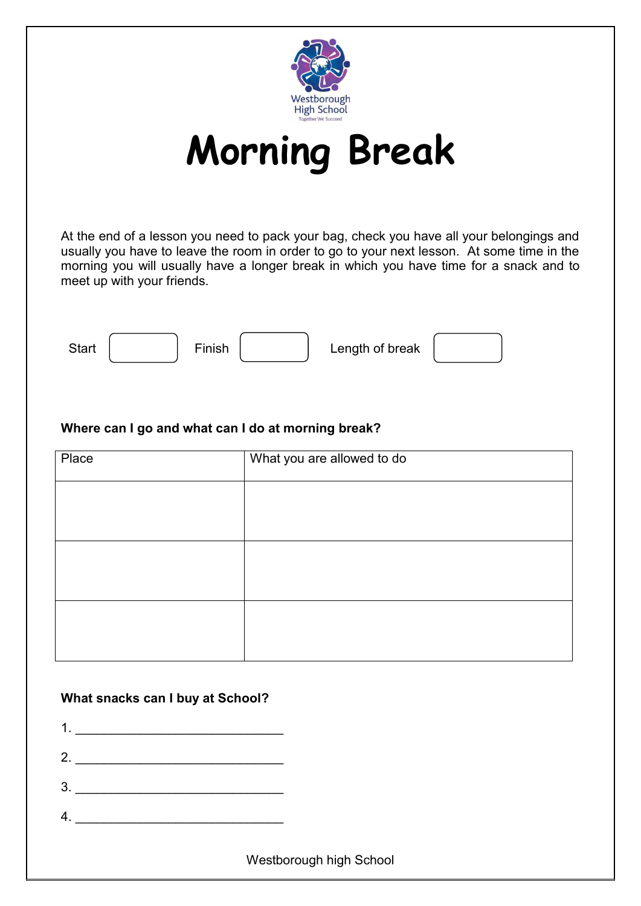Westborough High School

Together We Succeed

# Morning Break

At the end of a lesson you need to pack your bag, check you have all your belongings and usually you have to leave the room in order to go to your next lesson. At some time in the morning you will usually have a longer break in which you have time for a snack and to meet up with your friends.

Start [ ] Finish [ ] Length of break [ ]

**Where can I go and what can I do at morning break?**

| Place | What you are allowed to do |
|---|---|
| | |
| | |
| | |

**What snacks can I buy at School?**

1. ______________________________
2. ______________________________
3. ______________________________
4. ______________________________

Westborough high School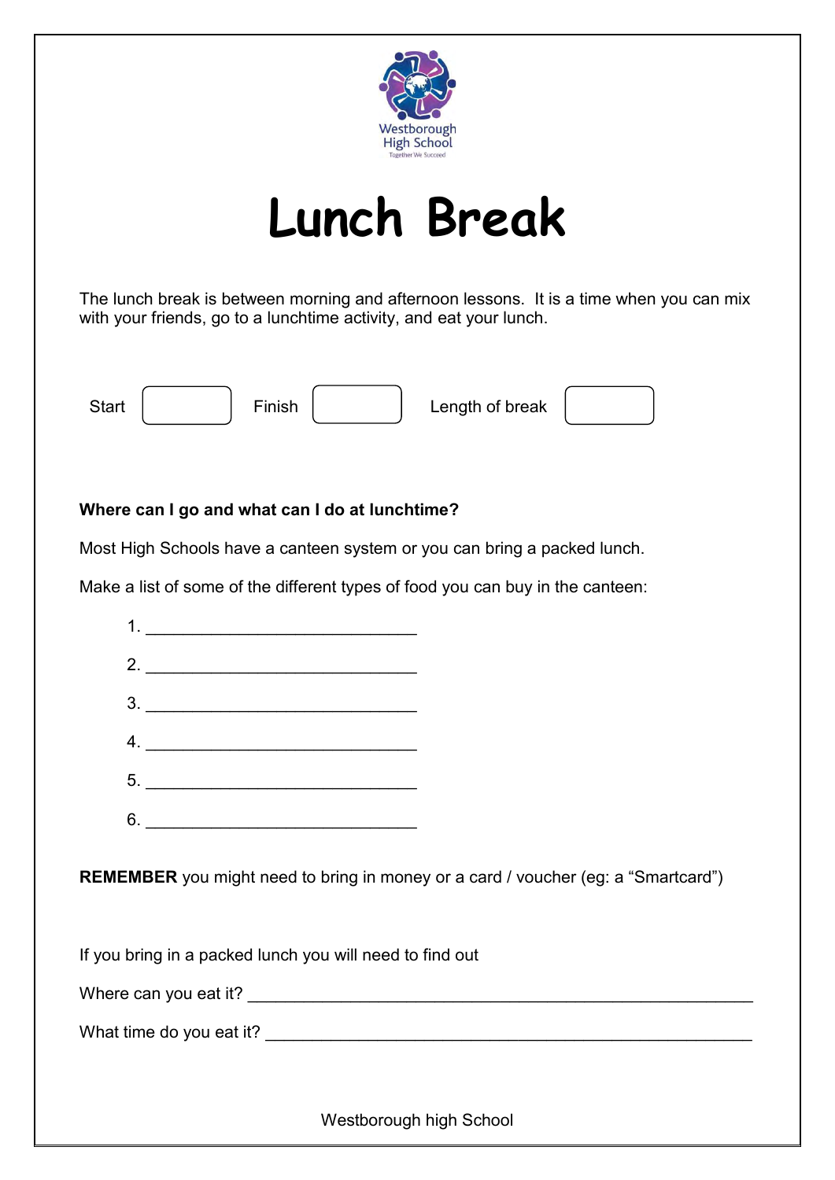Westborough High School
Together We Succeed

# Lunch Break

The lunch break is between morning and afternoon lessons. It is a time when you can mix with your friends, go to a lunchtime activity, and eat your lunch.

Start [ ] Finish [ ] Length of break [ ]

**Where can I go and what can I do at lunchtime?**

Most High Schools have a canteen system or you can bring a packed lunch.

Make a list of some of the different types of food you can buy in the canteen:

1. ______________________________
2. ______________________________
3. ______________________________
4. ______________________________
5. ______________________________
6. ______________________________

**REMEMBER** you might need to bring in money or a card / voucher (eg: a "Smartcard")

If you bring in a packed lunch you will need to find out

Where can you eat it? ________________________________________________________

What time do you eat it? ______________________________________________________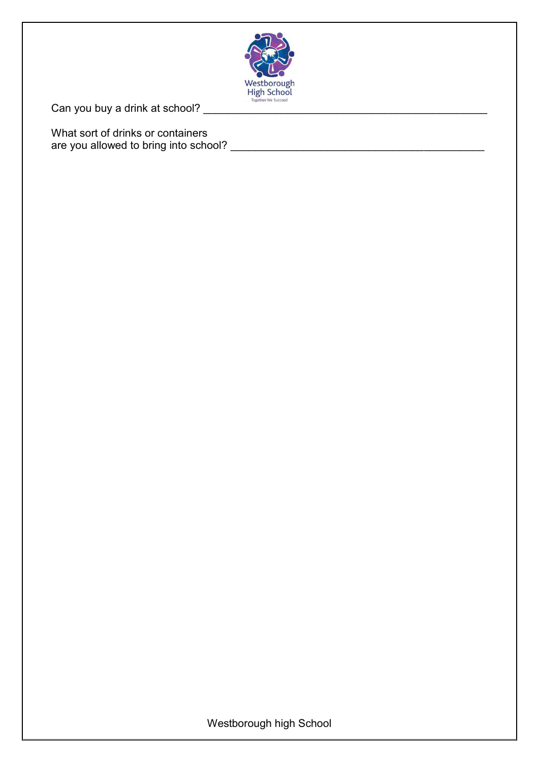Westborough High School

Together We Succeed

Can you buy a drink at school? ______________________________________________

What sort of drinks or containers
are you allowed to bring into school? ___________________________________________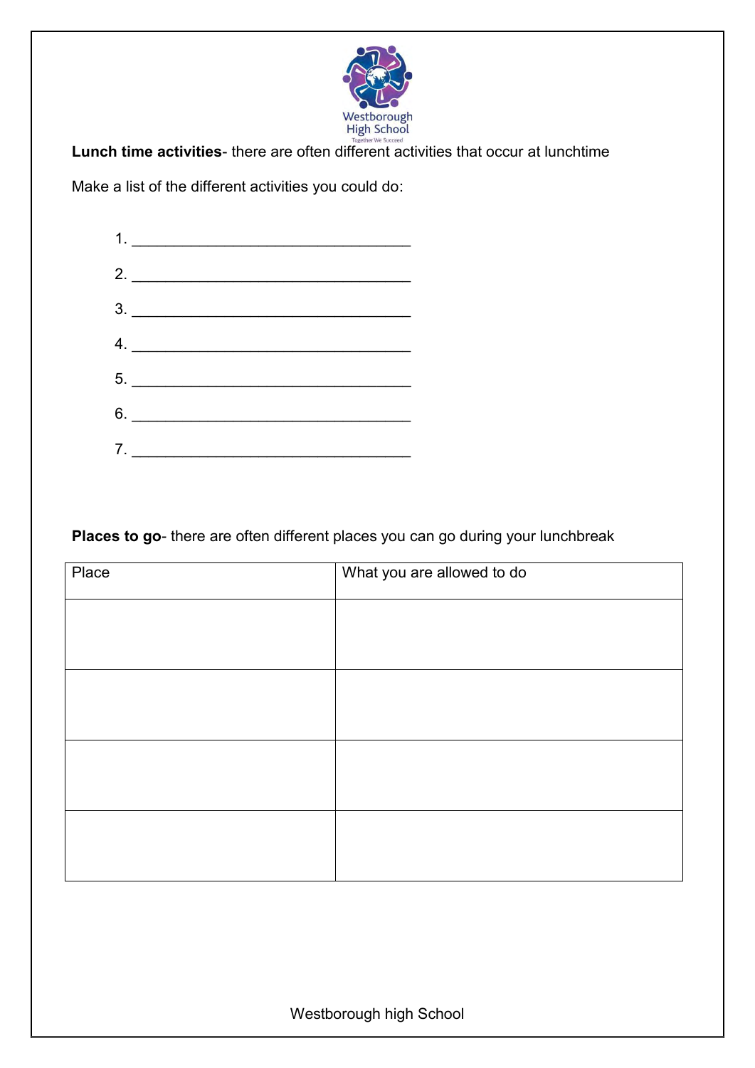Westborough High School

Together We Succeed

**Lunch time activities**- there are often different activities that occur at lunchtime

Make a list of the different activities you could do:

1. ________________________________
2. ________________________________
3. ________________________________
4. ________________________________
5. ________________________________
6. ________________________________
7. ________________________________

**Places to go**- there are often different places you can go during your lunchbreak

| Place | What you are allowed to do |
|---|---|
| | |
| | |
| | |
| | |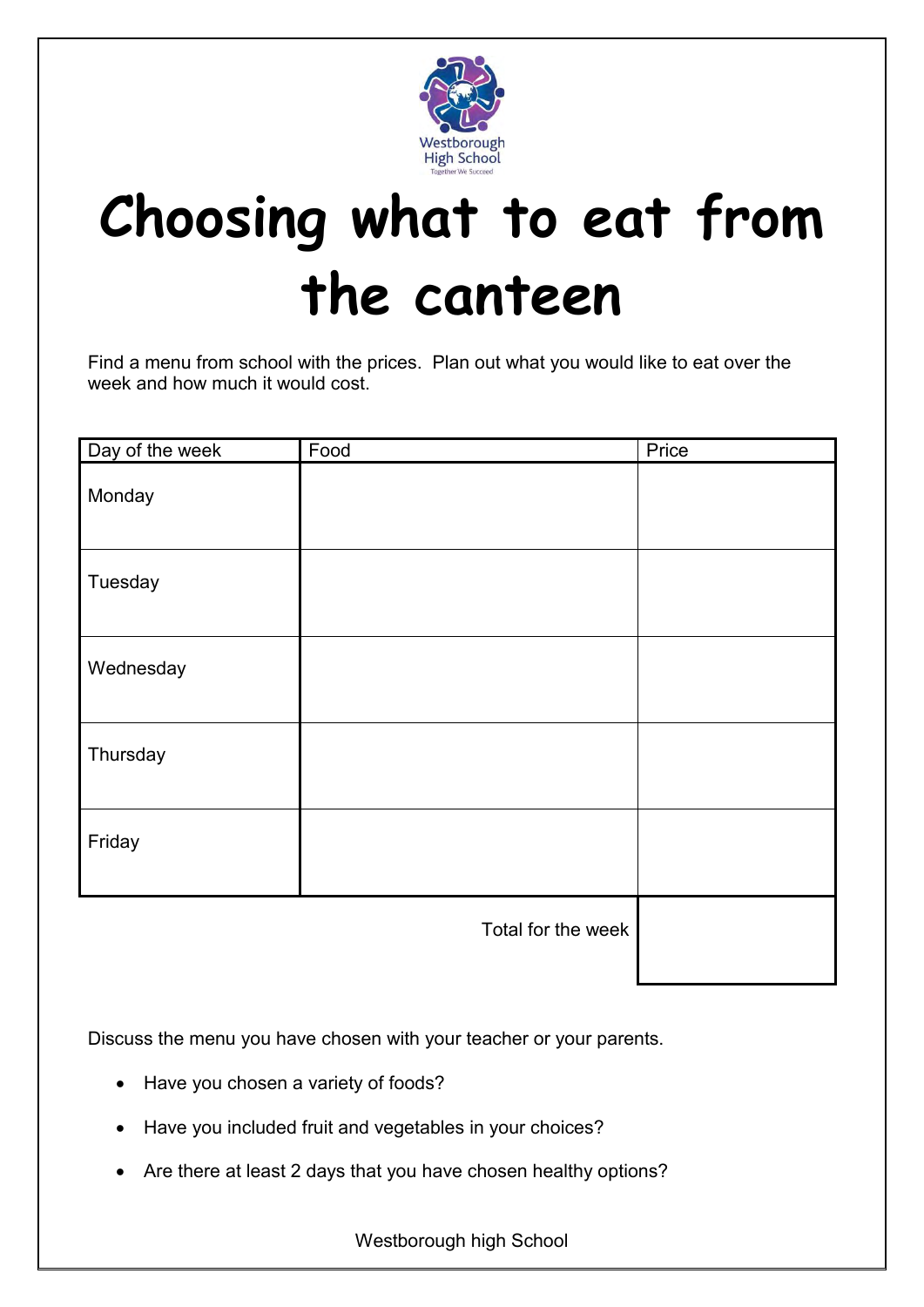Westborough High School
Together We Succeed

# Choosing what to eat from the canteen

Find a menu from school with the prices. Plan out what you would like to eat over the week and how much it would cost.

| Day of the week | Food | Price |
|---|---|---|
| Monday | | |
| Tuesday | | |
| Wednesday | | |
| Thursday | | |
| Friday | | |
| | Total for the week | |

Discuss the menu you have chosen with your teacher or your parents.

- Have you chosen a variety of foods?
- Have you included fruit and vegetables in your choices?
- Are there at least 2 days that you have chosen healthy options?

Westborough high School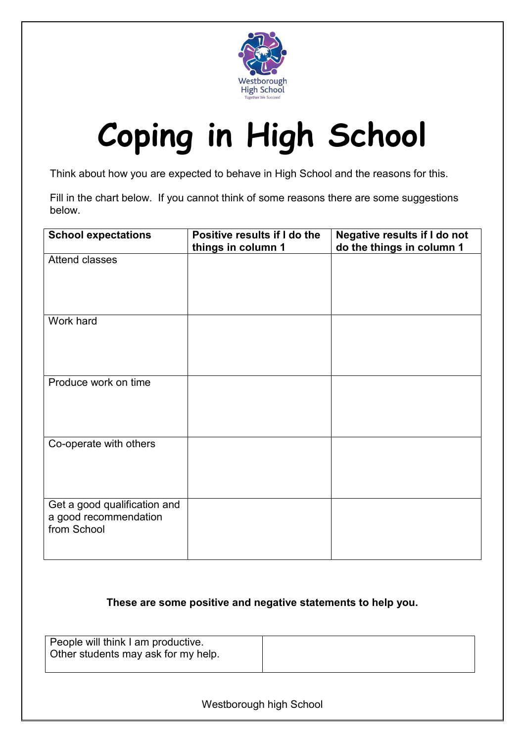Westborough High School
Together We Succeed

# Coping in High School

Think about how you are expected to behave in High School and the reasons for this.

Fill in the chart below. If you cannot think of some reasons there are some suggestions below.

| School expectations | Positive results if I do the things in column 1 | Negative results if I do not do the things in column 1 |
|---|---|---|
| Attend classes | | |
| Work hard | | |
| Produce work on time | | |
| Co-operate with others | | |
| Get a good qualification and a good recommendation from School | | |

**These are some positive and negative statements to help you.**

| People will think I am productive.<br>Other students may ask for my help. | |
|---|---|

Westborough high School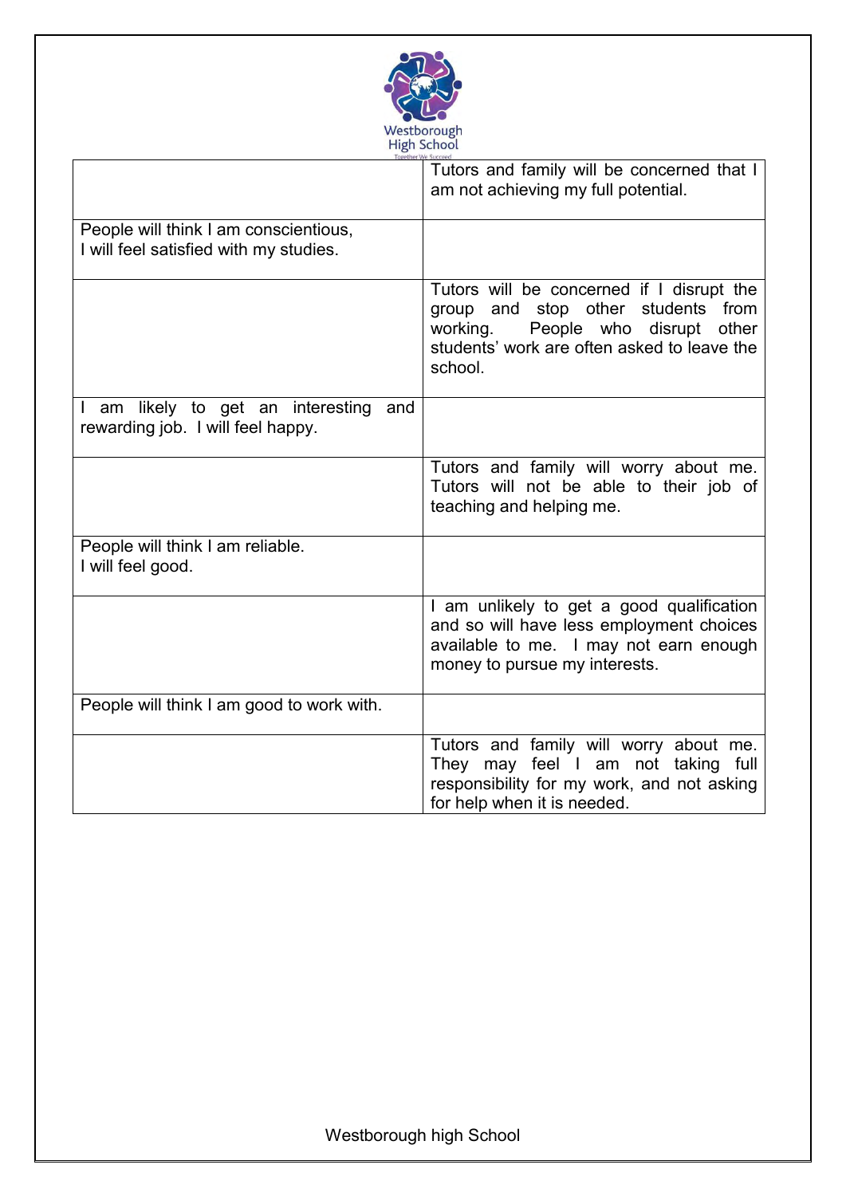| | |
|---|---|
| | Tutors and family will be concerned that I am not achieving my full potential. |
| People will think I am conscientious, I will feel satisfied with my studies. | |
| | Tutors will be concerned if I disrupt the group and stop other students from working. People who disrupt other students' work are often asked to leave the school. |
| I am likely to get an interesting and rewarding job. I will feel happy. | |
| | Tutors and family will worry about me. Tutors will not be able to their job of teaching and helping me. |
| People will think I am reliable. I will feel good. | |
| | I am unlikely to get a good qualification and so will have less employment choices available to me. I may not earn enough money to pursue my interests. |
| People will think I am good to work with. | |
| | Tutors and family will worry about me. They may feel I am not taking full responsibility for my work, and not asking for help when it is needed. |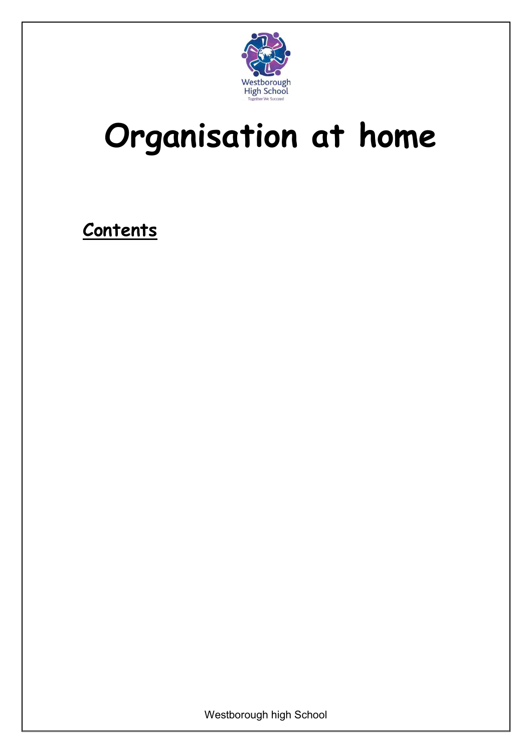# Organisation at home

**Contents**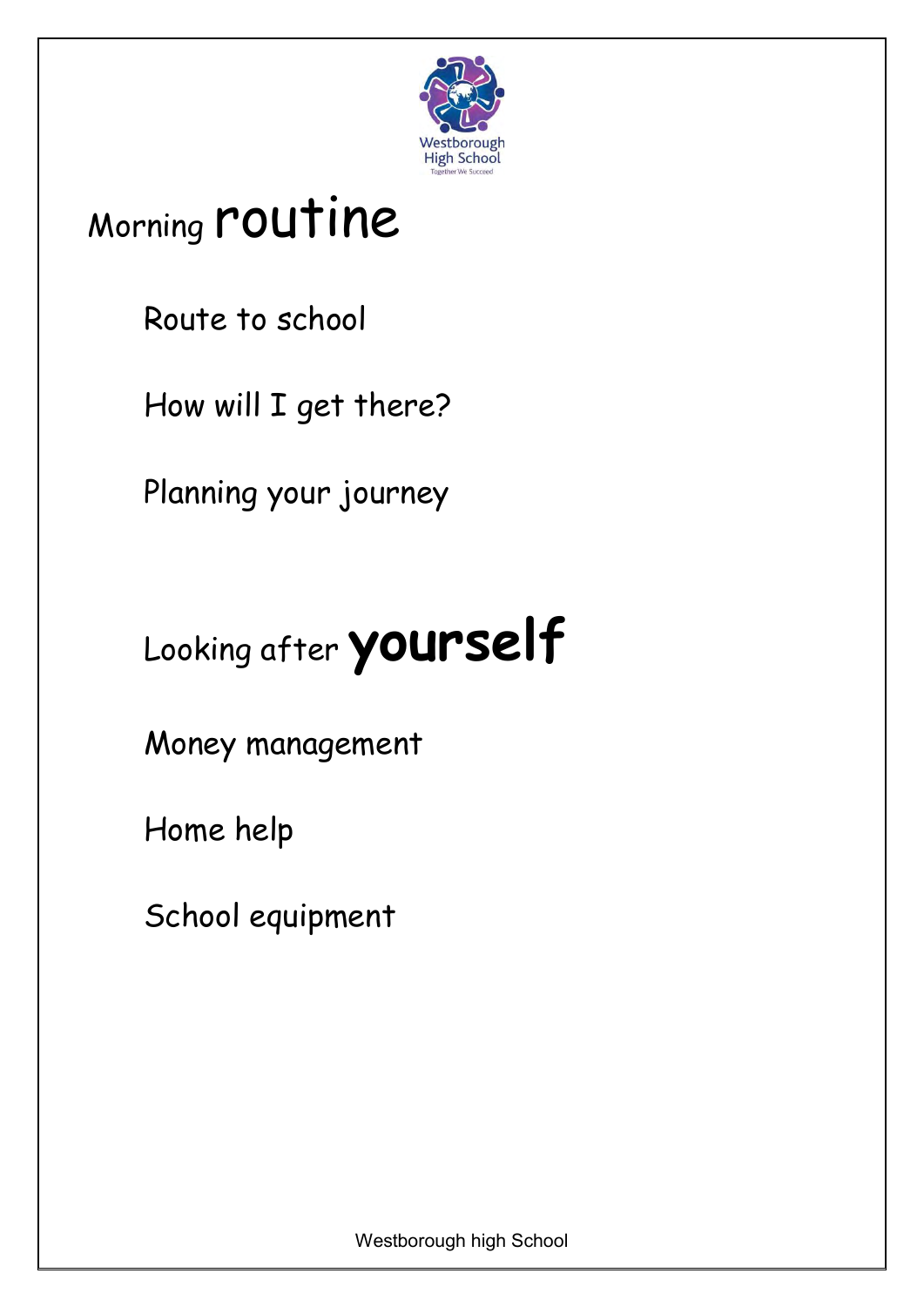# Morning routine

Route to school

How will I get there?

Planning your journey

# Looking after **yourself**

Money management

Home help

School equipment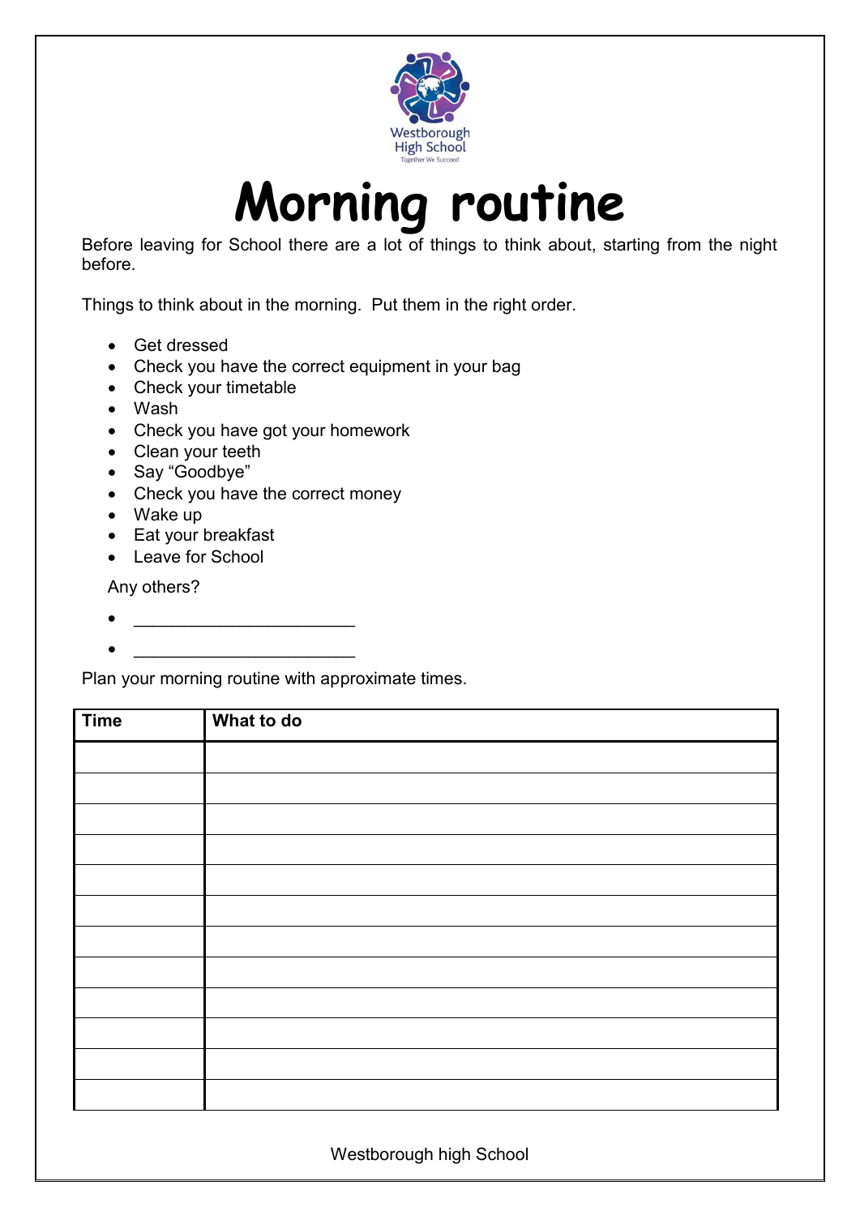Westborough High School

Together We Succeed

# Morning routine

Before leaving for School there are a lot of things to think about, starting from the night before.

Things to think about in the morning. Put them in the right order.

- Get dressed
- Check you have the correct equipment in your bag
- Check your timetable
- Wash
- Check you have got your homework
- Clean your teeth
- Say "Goodbye"
- Check you have the correct money
- Wake up
- Eat your breakfast
- Leave for School

Any others?

- ______________________
- ______________________

Plan your morning routine with approximate times.

| Time | What to do |
|---|---|
| | |
| | |
| | |
| | |
| | |
| | |
| | |
| | |
| | |
| | |
| | |
| | |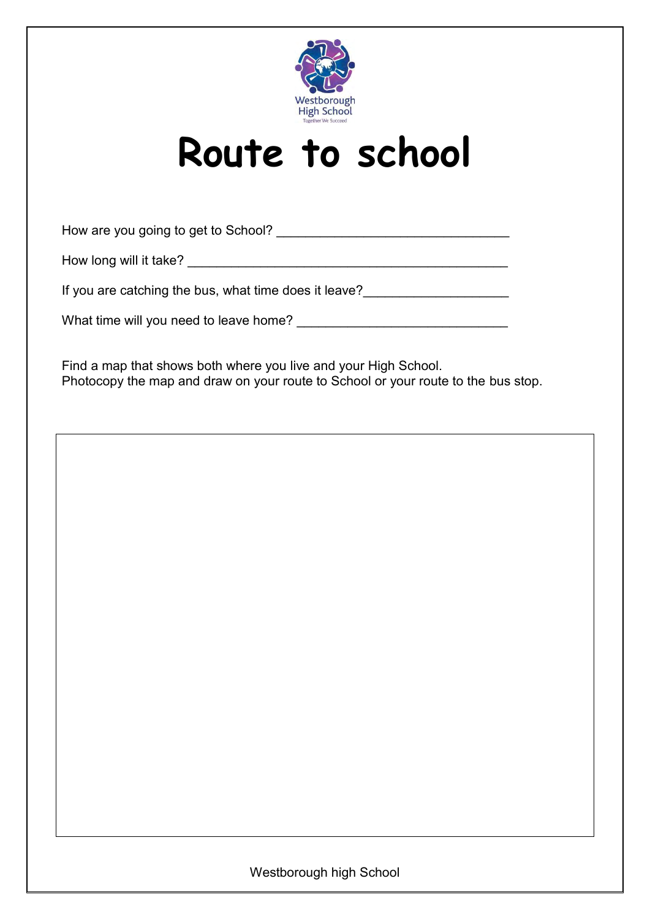Westborough High School

Together We Succeed

# Route to school

How are you going to get to School? ________________________________

How long will it take? ____________________________________________

If you are catching the bus, what time does it leave?____________________

What time will you need to leave home? _____________________________

Find a map that shows both where you live and your High School.
Photocopy the map and draw on your route to School or your route to the bus stop.

Westborough high School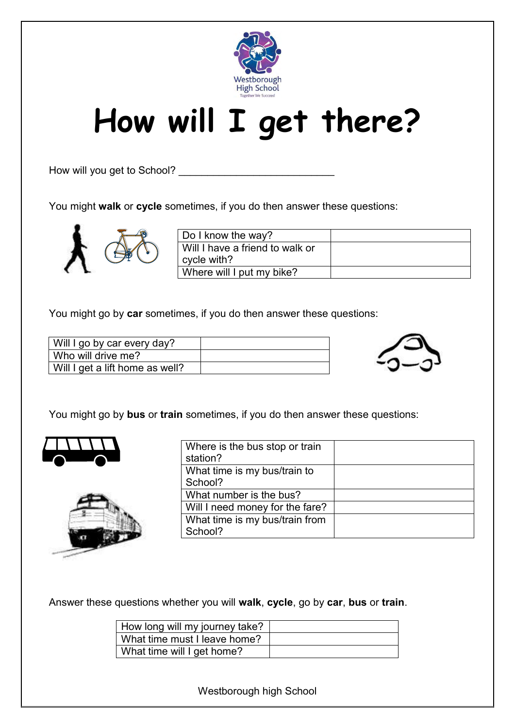Westborough High School

Together We Succeed

# How will I get there?

How will you get to School? ___________________________

You might **walk** or **cycle** sometimes, if you do then answer these questions:

| | |
|---|---|
| Do I know the way? | |
| Will I have a friend to walk or cycle with? | |
| Where will I put my bike? | |

You might go by **car** sometimes, if you do then answer these questions:

| | |
|---|---|
| Will I go by car every day? | |
| Who will drive me? | |
| Will I get a lift home as well? | |

You might go by **bus** or **train** sometimes, if you do then answer these questions:

| | |
|---|---|
| Where is the bus stop or train station? | |
| What time is my bus/train to School? | |
| What number is the bus? | |
| Will I need money for the fare? | |
| What time is my bus/train from School? | |

Answer these questions whether you will **walk**, **cycle**, go by **car**, **bus** or **train**.

| | |
|---|---|
| How long will my journey take? | |
| What time must I leave home? | |
| What time will I get home? | |

Westborough high School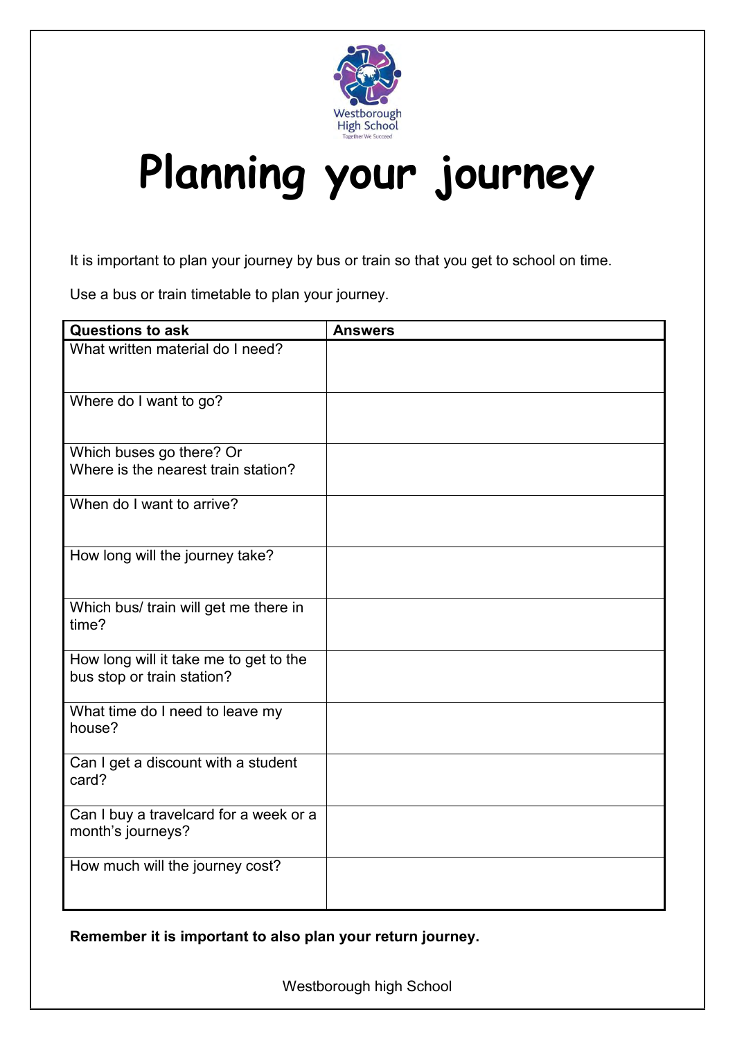Westborough High School

Together We Succeed

# Planning your journey

It is important to plan your journey by bus or train so that you get to school on time.

Use a bus or train timetable to plan your journey.

| Questions to ask | Answers |
|---|---|
| What written material do I need? | |
| Where do I want to go? | |
| Which buses go there? Or Where is the nearest train station? | |
| When do I want to arrive? | |
| How long will the journey take? | |
| Which bus/ train will get me there in time? | |
| How long will it take me to get to the bus stop or train station? | |
| What time do I need to leave my house? | |
| Can I get a discount with a student card? | |
| Can I buy a travelcard for a week or a month's journeys? | |
| How much will the journey cost? | |

**Remember it is important to also plan your return journey.**

Westborough high School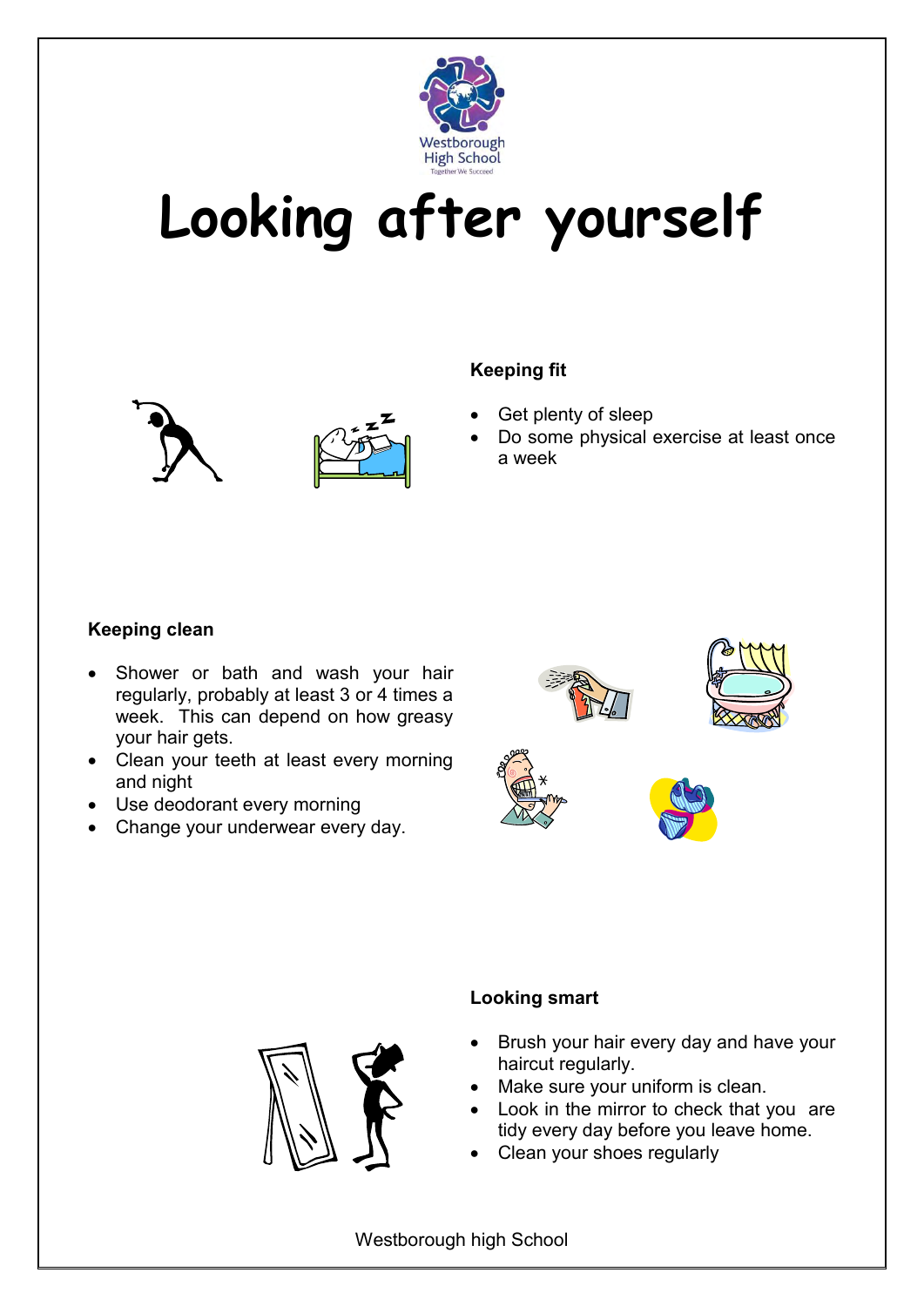# Looking after yourself

### Keeping fit

- Get plenty of sleep
- Do some physical exercise at least once a week

### Keeping clean

- Shower or bath and wash your hair regularly, probably at least 3 or 4 times a week. This can depend on how greasy your hair gets.
- Clean your teeth at least every morning and night
- Use deodorant every morning
- Change your underwear every day.

### Looking smart

- Brush your hair every day and have your haircut regularly.
- Make sure your uniform is clean.
- Look in the mirror to check that you are tidy every day before you leave home.
- Clean your shoes regularly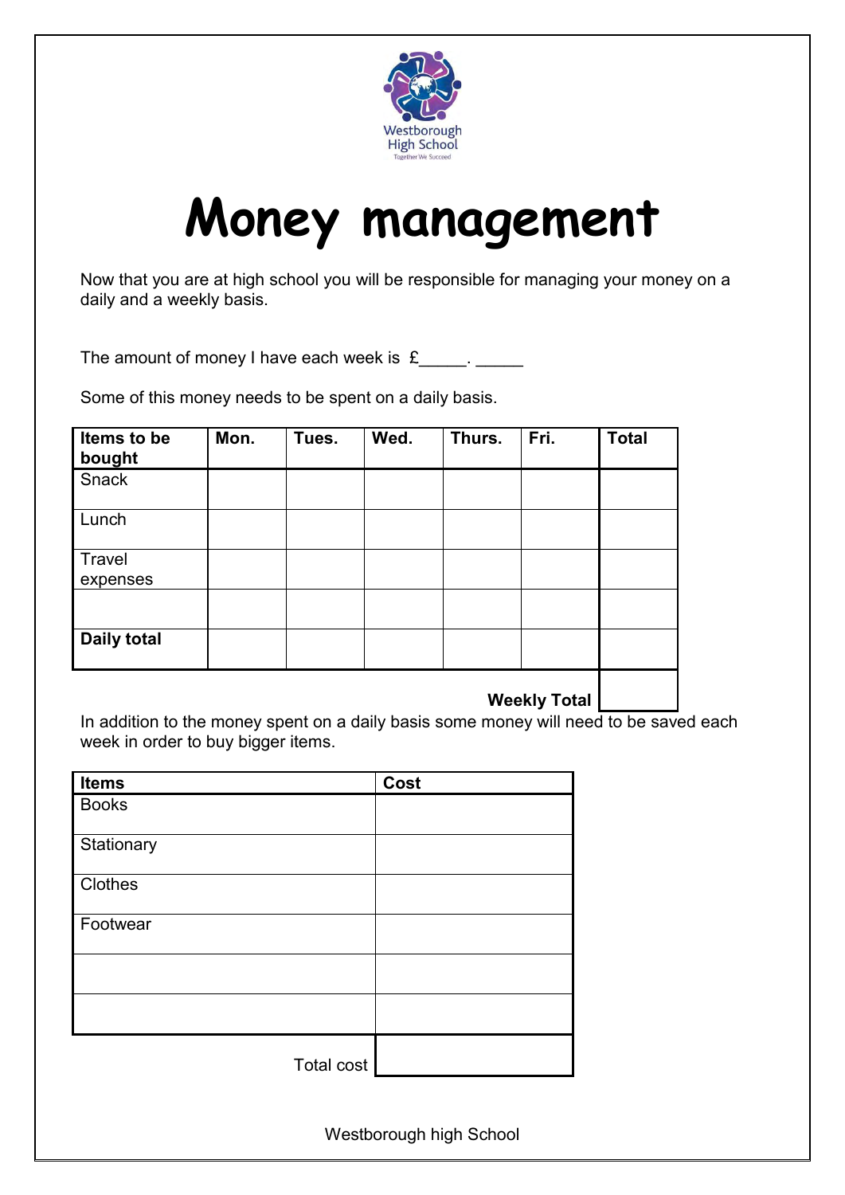Westborough High School

Together We Succeed

# Money management

Now that you are at high school you will be responsible for managing your money on a daily and a weekly basis.

The amount of money I have each week is £_____. _____

Some of this money needs to be spent on a daily basis.

| Items to be bought | Mon. | Tues. | Wed. | Thurs. | Fri. | Total |
|---|---|---|---|---|---|---|
| Snack | | | | | | |
| Lunch | | | | | | |
| Travel expenses | | | | | | |
| | | | | | | |
| **Daily total** | | | | | | |
| | | | | | **Weekly Total** | |

In addition to the money spent on a daily basis some money will need to be saved each week in order to buy bigger items.

| Items | Cost |
|---|---|
| Books | |
| Stationary | |
| Clothes | |
| Footwear | |
| | |
| | |
| Total cost | |

Westborough high School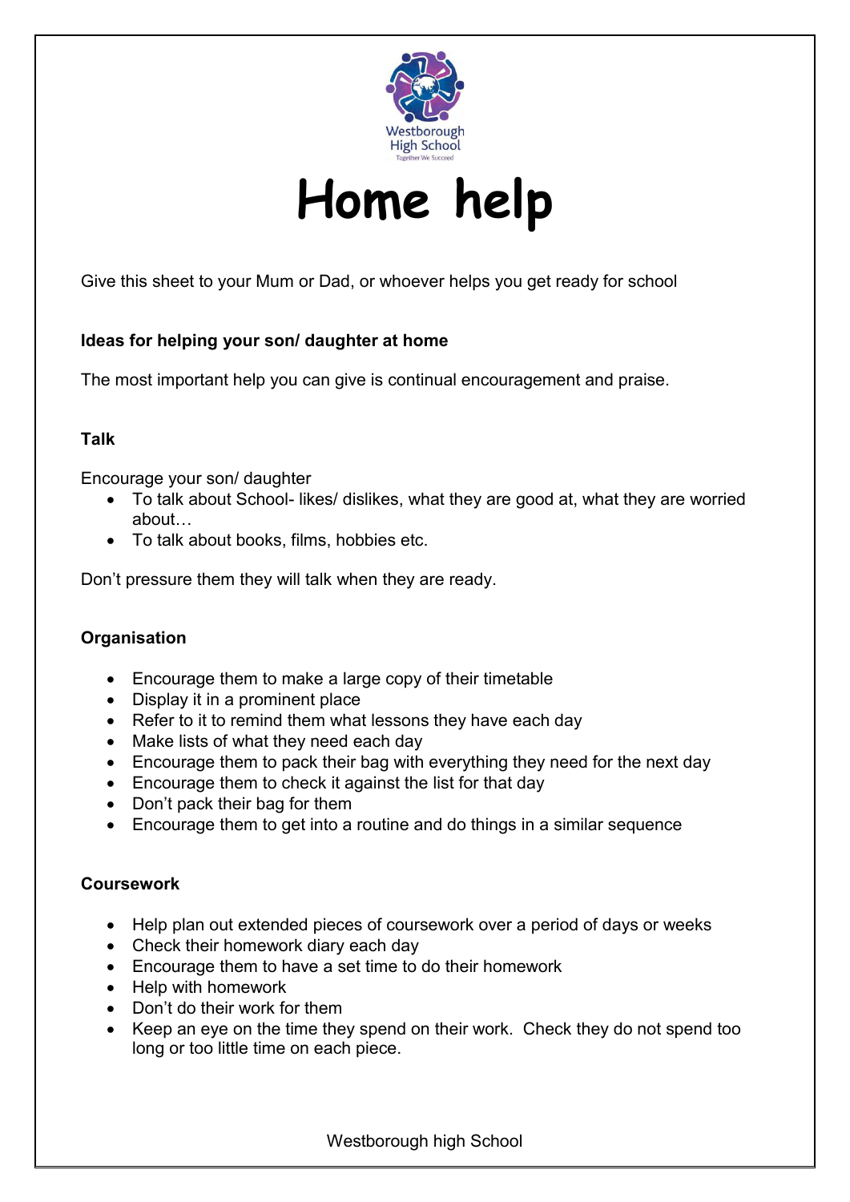Westborough High School

Together We Succeed

# Home help

Give this sheet to your Mum or Dad, or whoever helps you get ready for school

**Ideas for helping your son/ daughter at home**

The most important help you can give is continual encouragement and praise.

**Talk**

Encourage your son/ daughter

- To talk about School- likes/ dislikes, what they are good at, what they are worried about…
- To talk about books, films, hobbies etc.

Don't pressure them they will talk when they are ready.

**Organisation**

- Encourage them to make a large copy of their timetable
- Display it in a prominent place
- Refer to it to remind them what lessons they have each day
- Make lists of what they need each day
- Encourage them to pack their bag with everything they need for the next day
- Encourage them to check it against the list for that day
- Don't pack their bag for them
- Encourage them to get into a routine and do things in a similar sequence

**Coursework**

- Help plan out extended pieces of coursework over a period of days or weeks
- Check their homework diary each day
- Encourage them to have a set time to do their homework
- Help with homework
- Don't do their work for them
- Keep an eye on the time they spend on their work. Check they do not spend too long or too little time on each piece.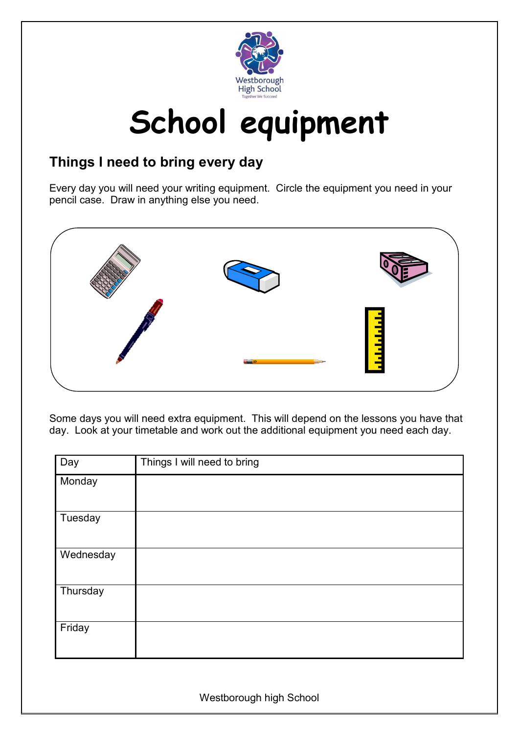# School equipment

## Things I need to bring every day

Every day you will need your writing equipment. Circle the equipment you need in your pencil case. Draw in anything else you need.

Some days you will need extra equipment. This will depend on the lessons you have that day. Look at your timetable and work out the additional equipment you need each day.

| Day | Things I will need to bring |
|---|---|
| Monday | |
| Tuesday | |
| Wednesday | |
| Thursday | |
| Friday | |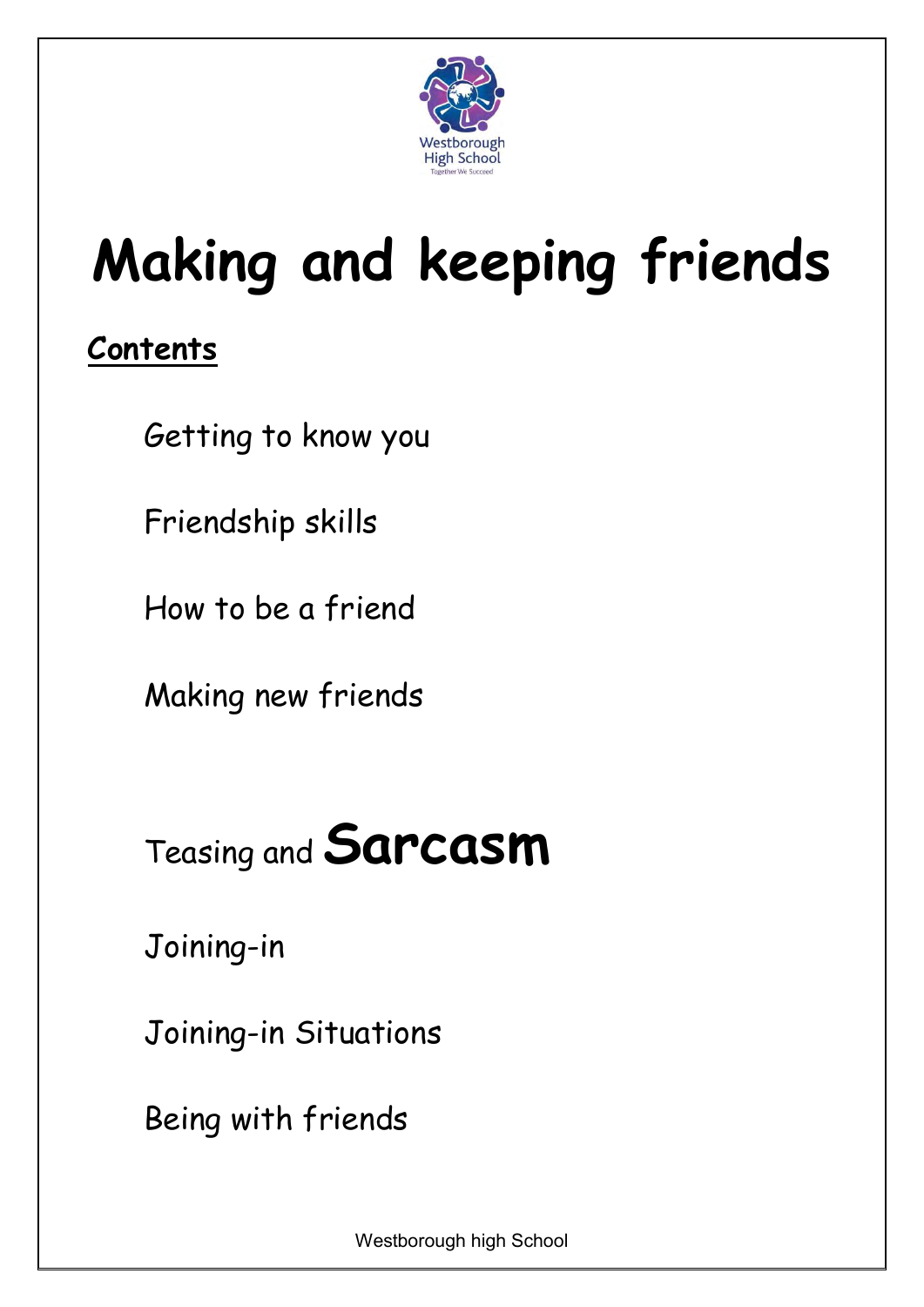# Making and keeping friends

## Contents

Getting to know you

Friendship skills

How to be a friend

Making new friends

Teasing and **Sarcasm**

Joining-in

Joining-in Situations

Being with friends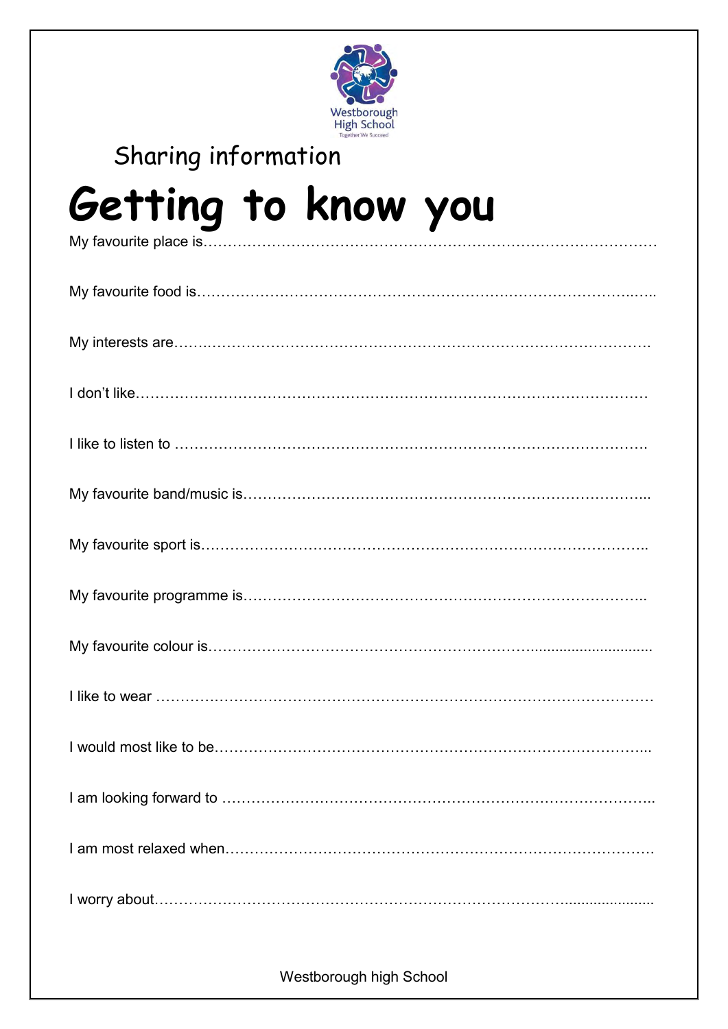Westborough High School
Together We Succeed

Sharing information

# Getting to know you

My favourite place is…………………………………………………………………………………

My favourite food is…………………………………………………………………………………

My interests are………………………………………………………………………………………

I don't like……………………………………………………………………………………………

I like to listen to ……………………………………………………………………………………

My favourite band/music is…………………………………………………………………………

My favourite sport is…………………………………………………………………………………

My favourite programme is…………………………………………………………………………

My favourite colour is………………………………………………………………………………

I like to wear …………………………………………………………………………………………

I would most like to be………………………………………………………………………………

I am looking forward to ……………………………………………………………………………

I am most relaxed when……………………………………………………………………………

I worry about…………………………………………………………………………………………

Westborough high School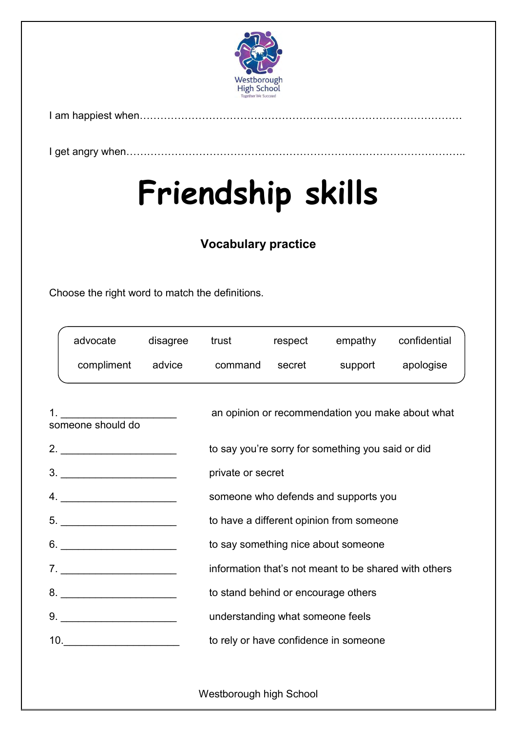Westborough High School

Together We Succeed

I am happiest when…………………………………………………………………………………

I get angry when………………………………………………………………………………………..

# Friendship skills

### Vocabulary practice

Choose the right word to match the definitions.

| | | | | | |
|---|---|---|---|---|---|
| advocate | disagree | trust | respect | empathy | confidential |
| compliment | advice | command | secret | support | apologise |

1. ____________________ an opinion or recommendation you make about what someone should do
2. ____________________ to say you're sorry for something you said or did
3. ____________________ private or secret
4. ____________________ someone who defends and supports you
5. ____________________ to have a different opinion from someone
6. ____________________ to say something nice about someone
7. ____________________ information that's not meant to be shared with others
8. ____________________ to stand behind or encourage others
9. ____________________ understanding what someone feels
10. ____________________ to rely or have confidence in someone

Westborough high School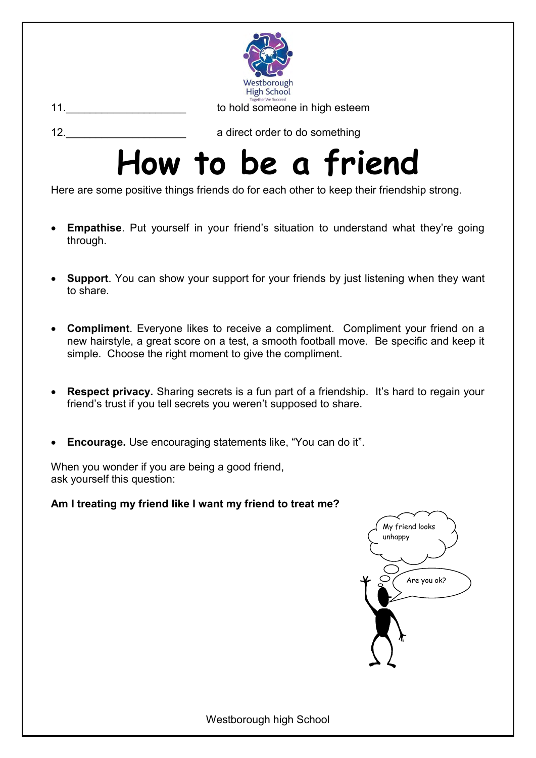11.____________________ to hold someone in high esteem

12.____________________ a direct order to do something

# How to be a friend

Here are some positive things friends do for each other to keep their friendship strong.

- **Empathise**. Put yourself in your friend's situation to understand what they're going through.

- **Support**. You can show your support for your friends by just listening when they want to share.

- **Compliment**. Everyone likes to receive a compliment. Compliment your friend on a new hairstyle, a great score on a test, a smooth football move. Be specific and keep it simple. Choose the right moment to give the compliment.

- **Respect privacy.** Sharing secrets is a fun part of a friendship. It's hard to regain your friend's trust if you tell secrets you weren't supposed to share.

- **Encourage.** Use encouraging statements like, "You can do it".

When you wonder if you are being a good friend,
ask yourself this question:

**Am I treating my friend like I want my friend to treat me?**

My friend looks unhappy

Are you ok?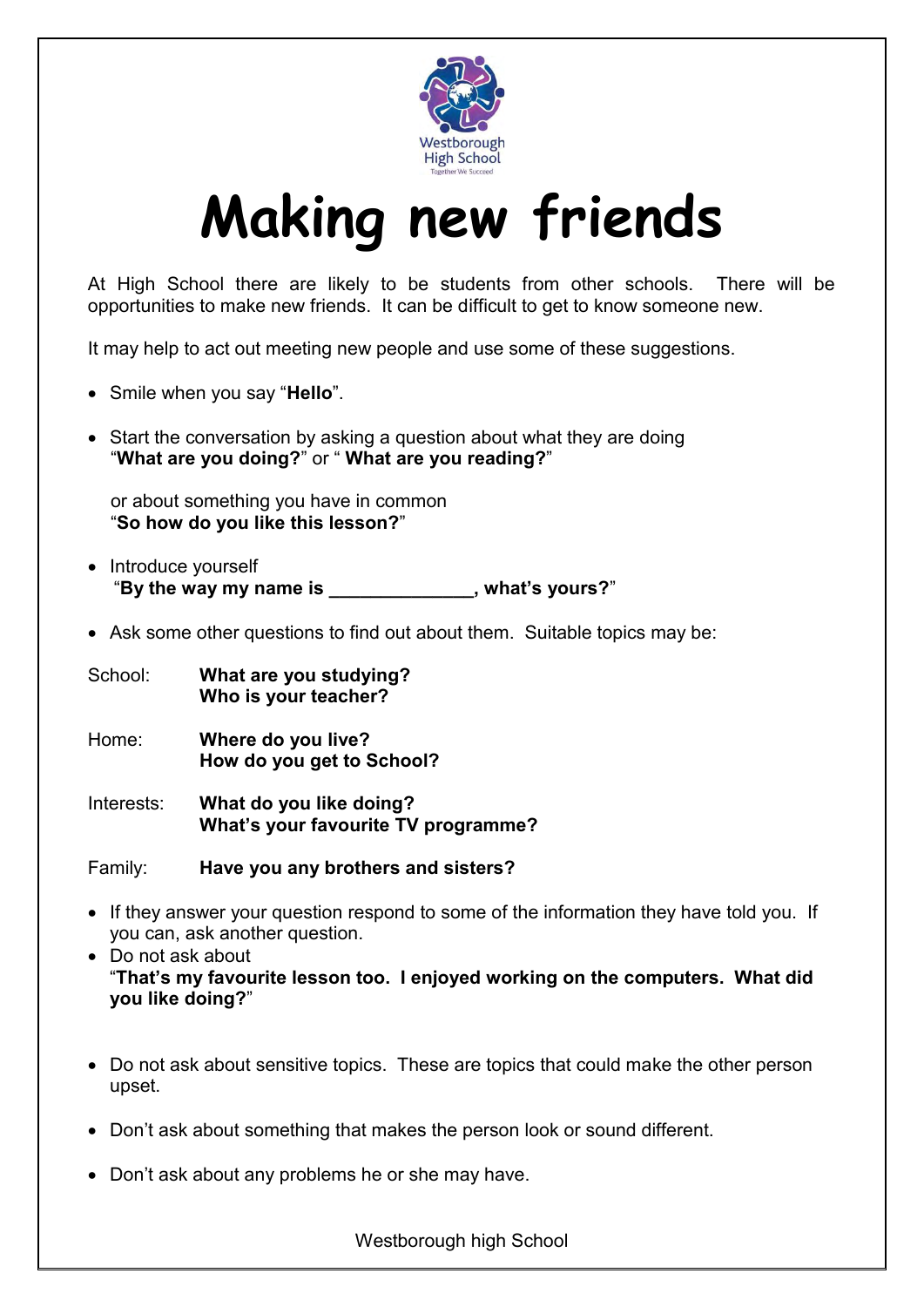Westborough High School
Together We Succeed

# Making new friends

At High School there are likely to be students from other schools. There will be opportunities to make new friends. It can be difficult to get to know someone new.

It may help to act out meeting new people and use some of these suggestions.

- Smile when you say "**Hello**".
- Start the conversation by asking a question about what they are doing "**What are you doing?**" or " **What are you reading?**"

  or about something you have in common "**So how do you like this lesson?**"
- Introduce yourself "**By the way my name is ______________, what's yours?**"
- Ask some other questions to find out about them. Suitable topics may be:

School: **What are you studying?**
**Who is your teacher?**

Home: **Where do you live?**
**How do you get to School?**

Interests: **What do you like doing?**
**What's your favourite TV programme?**

Family: **Have you any brothers and sisters?**

- If they answer your question respond to some of the information they have told you. If you can, ask another question.
- Do not ask about "**That's my favourite lesson too. I enjoyed working on the computers. What did you like doing?**"
- Do not ask about sensitive topics. These are topics that could make the other person upset.
- Don't ask about something that makes the person look or sound different.
- Don't ask about any problems he or she may have.

Westborough high School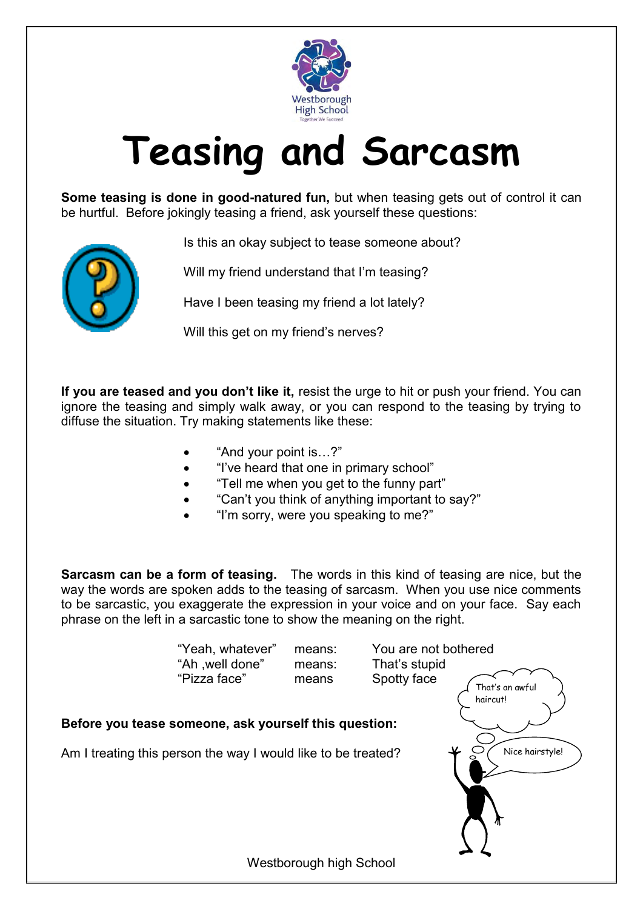Westborough High School

Together We Succeed

# Teasing and Sarcasm

**Some teasing is done in good-natured fun,** but when teasing gets out of control it can be hurtful. Before jokingly teasing a friend, ask yourself these questions:

Is this an okay subject to tease someone about?

Will my friend understand that I'm teasing?

Have I been teasing my friend a lot lately?

Will this get on my friend's nerves?

**If you are teased and you don't like it,** resist the urge to hit or push your friend. You can ignore the teasing and simply walk away, or you can respond to the teasing by trying to diffuse the situation. Try making statements like these:

- "And your point is…?"
- "I've heard that one in primary school"
- "Tell me when you get to the funny part"
- "Can't you think of anything important to say?"
- "I'm sorry, were you speaking to me?"

**Sarcasm can be a form of teasing.** The words in this kind of teasing are nice, but the way the words are spoken adds to the teasing of sarcasm. When you use nice comments to be sarcastic, you exaggerate the expression in your voice and on your face. Say each phrase on the left in a sarcastic tone to show the meaning on the right.

| | | |
|---|---|---|
| "Yeah, whatever" | means: | You are not bothered |
| "Ah ,well done" | means: | That's stupid |
| "Pizza face" | means | Spotty face |

That's an awful haircut!

Nice hairstyle!

**Before you tease someone, ask yourself this question:**

Am I treating this person the way I would like to be treated?

Westborough high School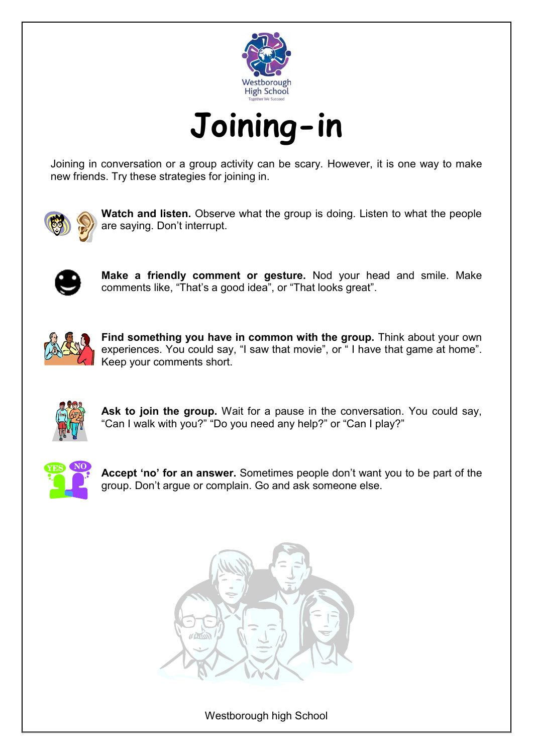Westborough High School

Together We Succeed

# Joining-in

Joining in conversation or a group activity can be scary. However, it is one way to make new friends. Try these strategies for joining in.

**Watch and listen.** Observe what the group is doing. Listen to what the people are saying. Don't interrupt.

**Make a friendly comment or gesture.** Nod your head and smile. Make comments like, "That's a good idea", or "That looks great".

**Find something you have in common with the group.** Think about your own experiences. You could say, "I saw that movie", or " I have that game at home". Keep your comments short.

**Ask to join the group.** Wait for a pause in the conversation. You could say, "Can I walk with you?" "Do you need any help?" or "Can I play?"

**Accept 'no' for an answer.** Sometimes people don't want you to be part of the group. Don't argue or complain. Go and ask someone else.

Westborough high School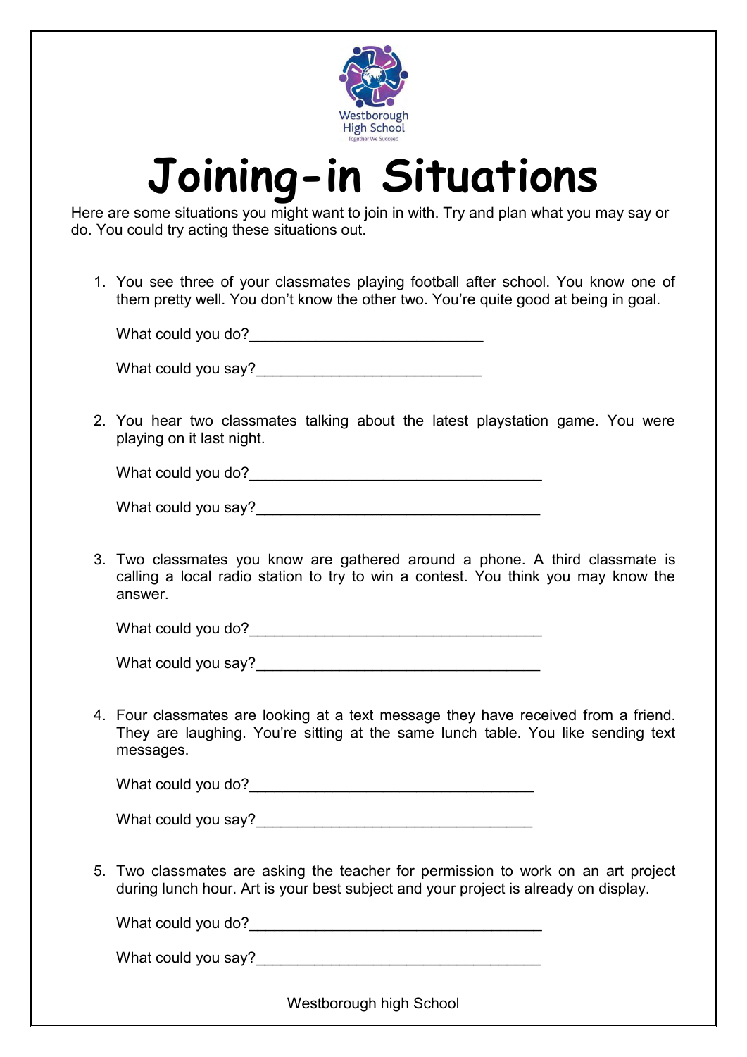Westborough High School
Together We Succeed

# Joining-in Situations

Here are some situations you might want to join in with. Try and plan what you may say or do. You could try acting these situations out.

1. You see three of your classmates playing football after school. You know one of them pretty well. You don't know the other two. You're quite good at being in goal.

   What could you do?____________________________

   What could you say?___________________________

2. You hear two classmates talking about the latest playstation game. You were playing on it last night.

   What could you do?___________________________________

   What could you say?__________________________________

3. Two classmates you know are gathered around a phone. A third classmate is calling a local radio station to try to win a contest. You think you may know the answer.

   What could you do?___________________________________

   What could you say?__________________________________

4. Four classmates are looking at a text message they have received from a friend. They are laughing. You're sitting at the same lunch table. You like sending text messages.

   What could you do?__________________________________

   What could you say?_________________________________

5. Two classmates are asking the teacher for permission to work on an art project during lunch hour. Art is your best subject and your project is already on display.

   What could you do?___________________________________

   What could you say?__________________________________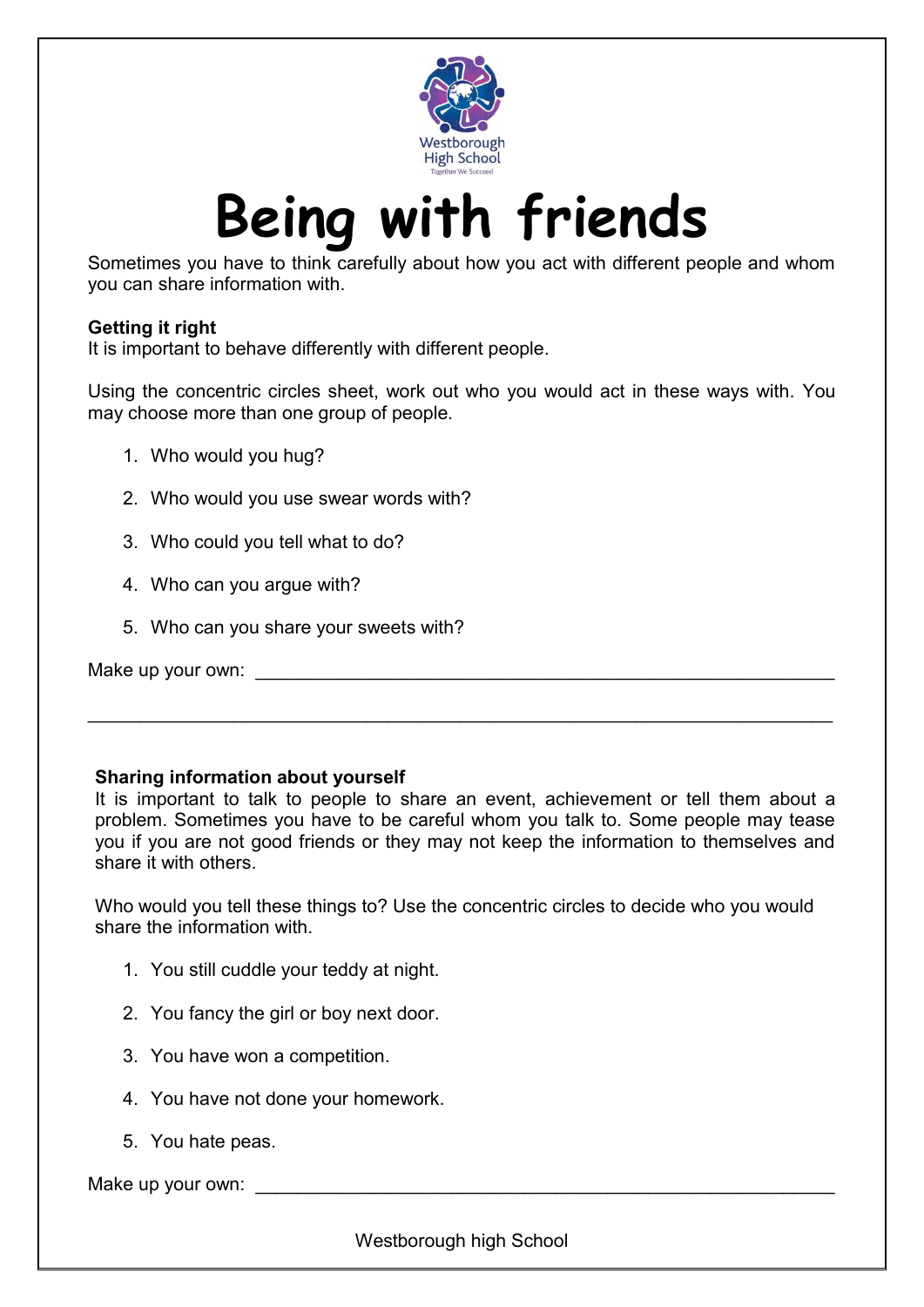Westborough High School

Together We Succeed

# Being with friends

Sometimes you have to think carefully about how you act with different people and whom you can share information with.

**Getting it right**

It is important to behave differently with different people.

Using the concentric circles sheet, work out who you would act in these ways with. You may choose more than one group of people.

1. Who would you hug?
2. Who would you use swear words with?
3. Who could you tell what to do?
4. Who can you argue with?
5. Who can you share your sweets with?

Make up your own: ____________________________________________________________

______________________________________________________________________________

**Sharing information about yourself**

It is important to talk to people to share an event, achievement or tell them about a problem. Sometimes you have to be careful whom you talk to. Some people may tease you if you are not good friends or they may not keep the information to themselves and share it with others.

Who would you tell these things to? Use the concentric circles to decide who you would share the information with.

1. You still cuddle your teddy at night.
2. You fancy the girl or boy next door.
3. You have won a competition.
4. You have not done your homework.
5. You hate peas.

Make up your own: ____________________________________________________________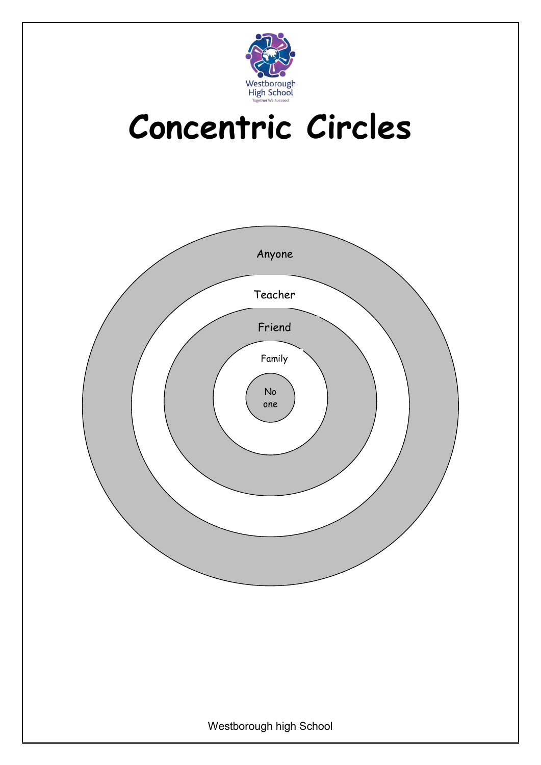Westborough High School

Together We Succeed

# Concentric Circles

Anyone

Teacher

Friend

Family

No one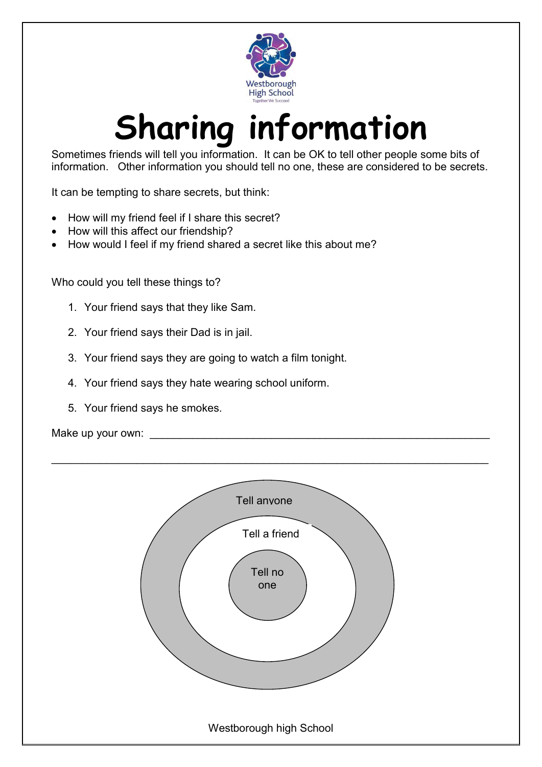# Sharing information

Sometimes friends will tell you information. It can be OK to tell other people some bits of information. Other information you should tell no one, these are considered to be secrets.

It can be tempting to share secrets, but think:

- How will my friend feel if I share this secret?
- How will this affect our friendship?
- How would I feel if my friend shared a secret like this about me?

Who could you tell these things to?

1. Your friend says that they like Sam.
2. Your friend says their Dad is in jail.
3. Your friend says they are going to watch a film tonight.
4. Your friend says they hate wearing school uniform.
5. Your friend says he smokes.

Make up your own: ___________________________________________________________

___________________________________________________________________________

Tell anyone

Tell a friend

Tell no one

Westborough high School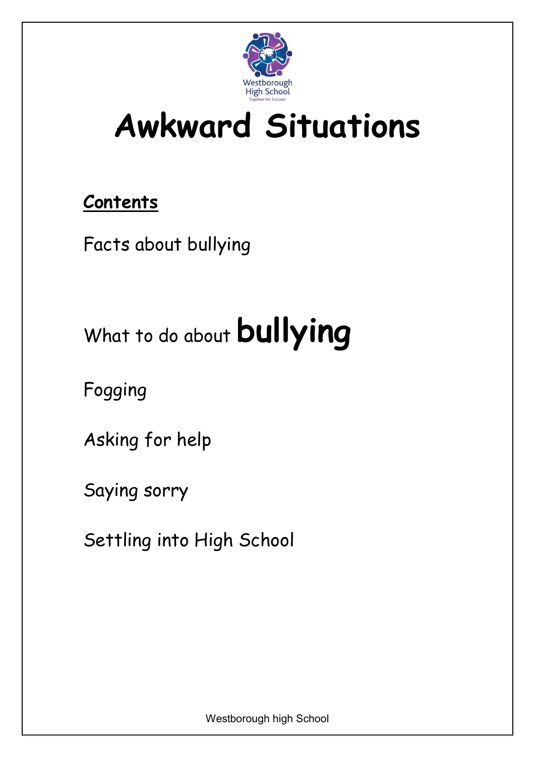# Awkward Situations

**Contents**

Facts about bullying

What to do about **bullying**

Fogging

Asking for help

Saying sorry

Settling into High School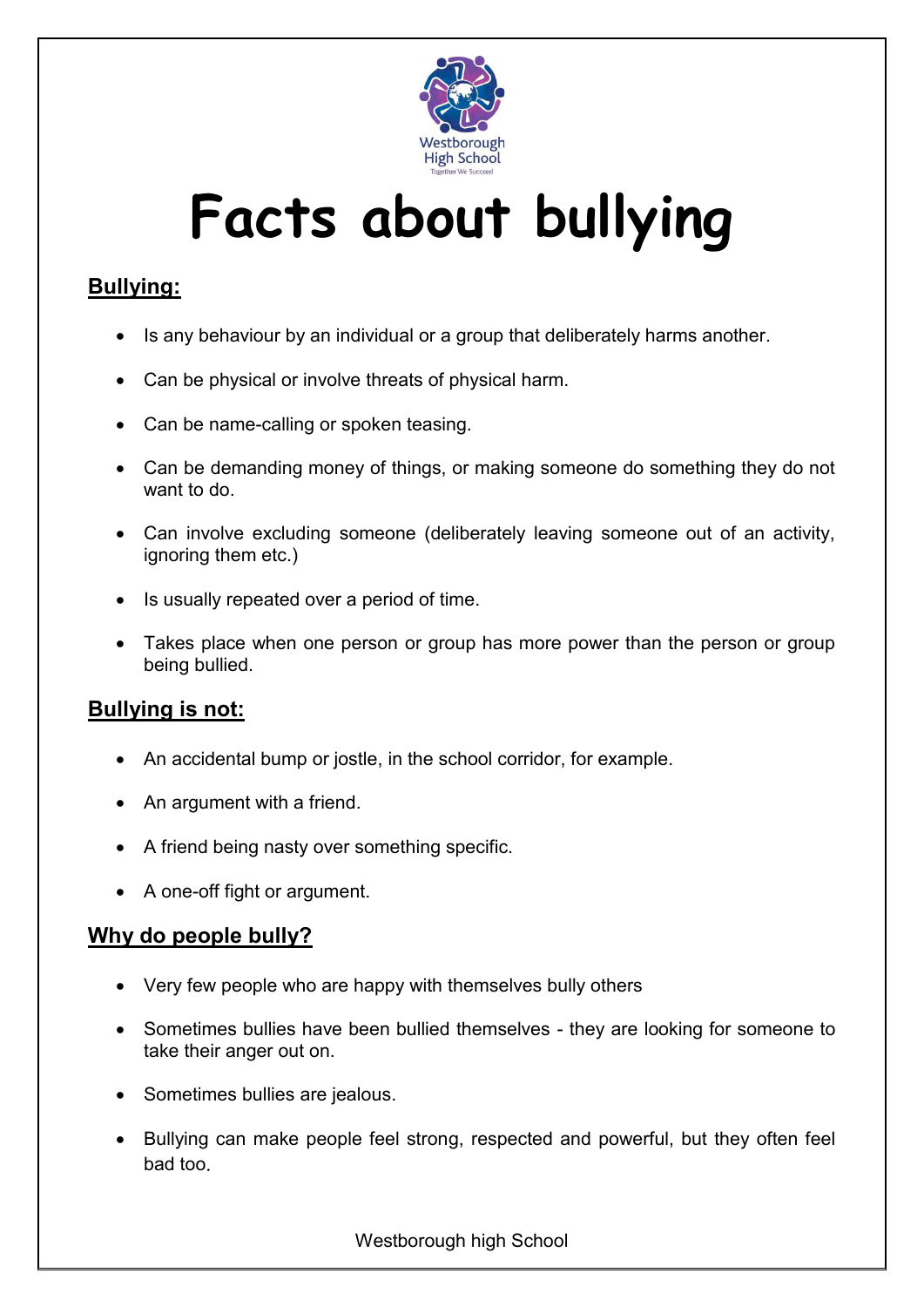Westborough High School

Together We Succeed

# Facts about bullying

## Bullying:

- Is any behaviour by an individual or a group that deliberately harms another.
- Can be physical or involve threats of physical harm.
- Can be name-calling or spoken teasing.
- Can be demanding money of things, or making someone do something they do not want to do.
- Can involve excluding someone (deliberately leaving someone out of an activity, ignoring them etc.)
- Is usually repeated over a period of time.
- Takes place when one person or group has more power than the person or group being bullied.

## Bullying is not:

- An accidental bump or jostle, in the school corridor, for example.
- An argument with a friend.
- A friend being nasty over something specific.
- A one-off fight or argument.

## Why do people bully?

- Very few people who are happy with themselves bully others
- Sometimes bullies have been bullied themselves - they are looking for someone to take their anger out on.
- Sometimes bullies are jealous.
- Bullying can make people feel strong, respected and powerful, but they often feel bad too.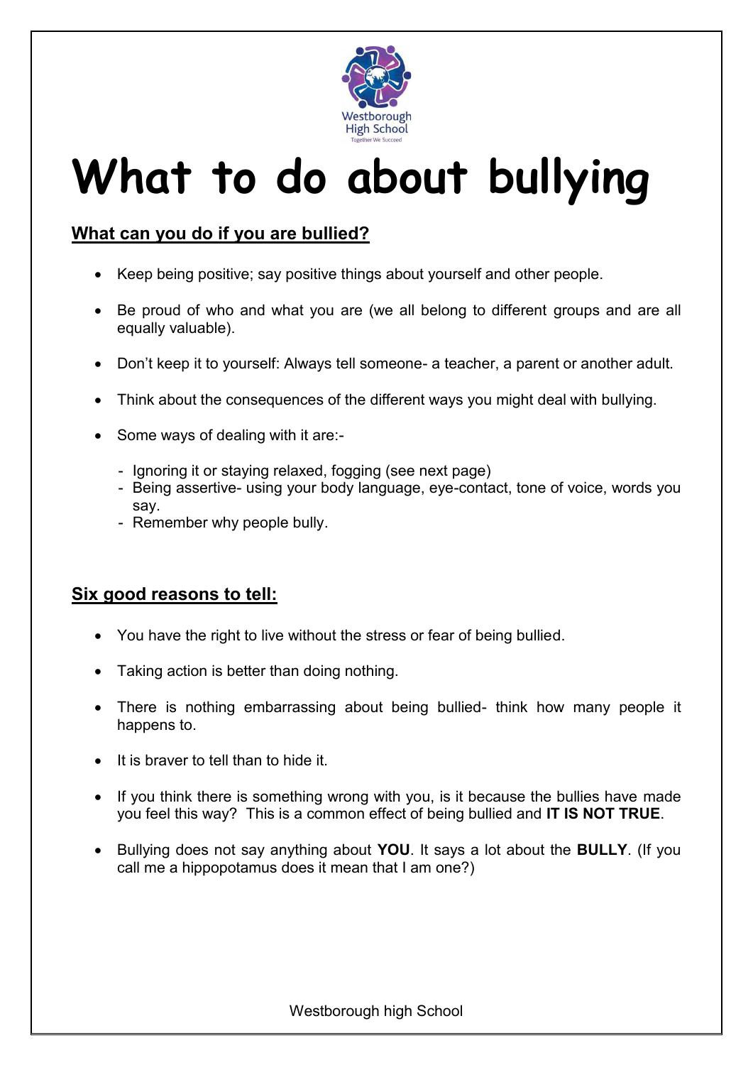Westborough High School

Together We Succeed

# What to do about bullying

## What can you do if you are bullied?

- Keep being positive; say positive things about yourself and other people.
- Be proud of who and what you are (we all belong to different groups and are all equally valuable).
- Don't keep it to yourself: Always tell someone- a teacher, a parent or another adult.
- Think about the consequences of the different ways you might deal with bullying.
- Some ways of dealing with it are:-
  - Ignoring it or staying relaxed, fogging (see next page)
  - Being assertive- using your body language, eye-contact, tone of voice, words you say.
  - Remember why people bully.

## Six good reasons to tell:

- You have the right to live without the stress or fear of being bullied.
- Taking action is better than doing nothing.
- There is nothing embarrassing about being bullied- think how many people it happens to.
- It is braver to tell than to hide it.
- If you think there is something wrong with you, is it because the bullies have made you feel this way? This is a common effect of being bullied and **IT IS NOT TRUE**.
- Bullying does not say anything about **YOU**. It says a lot about the **BULLY**. (If you call me a hippopotamus does it mean that I am one?)

Westborough high School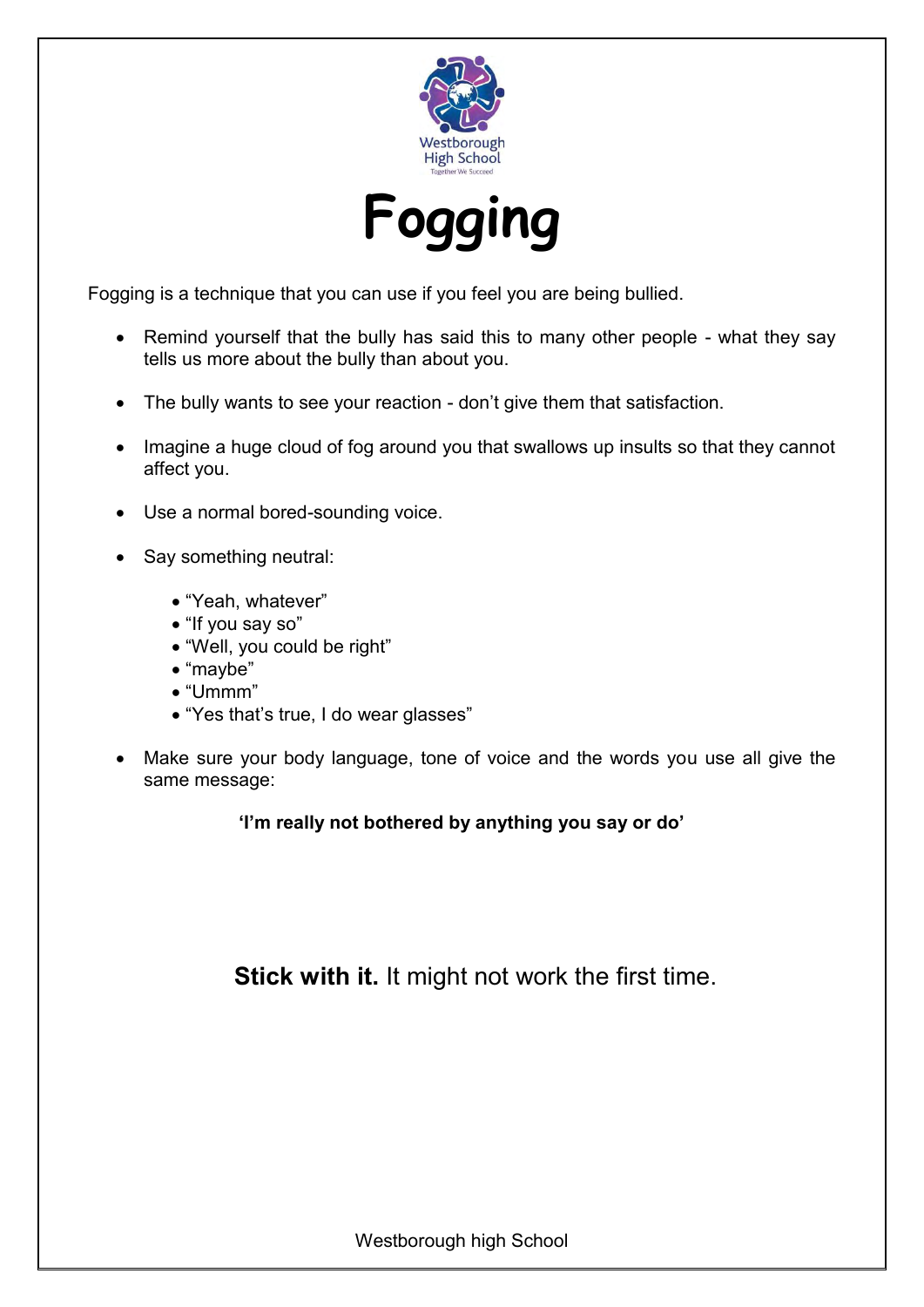# Fogging

Fogging is a technique that you can use if you feel you are being bullied.

- Remind yourself that the bully has said this to many other people - what they say tells us more about the bully than about you.
- The bully wants to see your reaction - don't give them that satisfaction.
- Imagine a huge cloud of fog around you that swallows up insults so that they cannot affect you.
- Use a normal bored-sounding voice.
- Say something neutral:
  - "Yeah, whatever"
  - "If you say so"
  - "Well, you could be right"
  - "maybe"
  - "Ummm"
  - "Yes that's true, I do wear glasses"
- Make sure your body language, tone of voice and the words you use all give the same message:

**'I'm really not bothered by anything you say or do'**

**Stick with it.** It might not work the first time.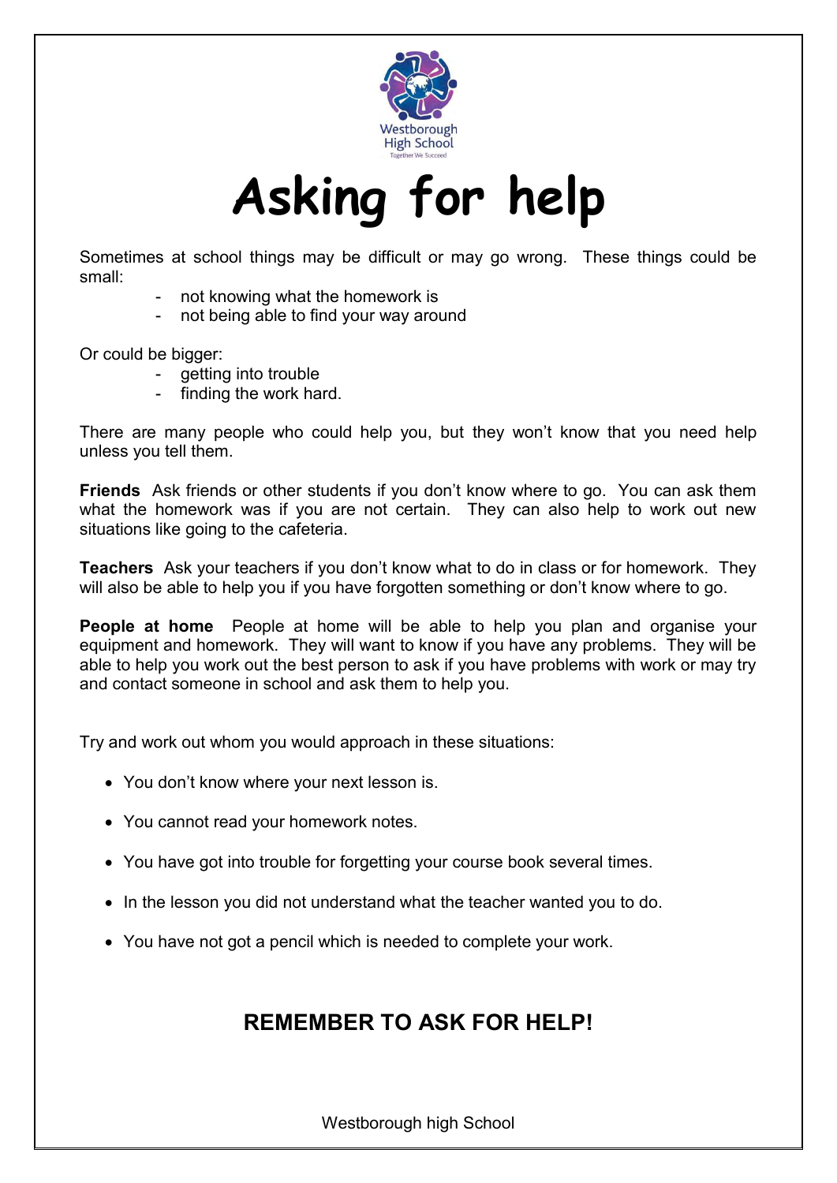# Asking for help

Sometimes at school things may be difficult or may go wrong. These things could be small:

- not knowing what the homework is
- not being able to find your way around

Or could be bigger:

- getting into trouble
- finding the work hard.

There are many people who could help you, but they won't know that you need help unless you tell them.

**Friends** Ask friends or other students if you don't know where to go. You can ask them what the homework was if you are not certain. They can also help to work out new situations like going to the cafeteria.

**Teachers** Ask your teachers if you don't know what to do in class or for homework. They will also be able to help you if you have forgotten something or don't know where to go.

**People at home** People at home will be able to help you plan and organise your equipment and homework. They will want to know if you have any problems. They will be able to help you work out the best person to ask if you have problems with work or may try and contact someone in school and ask them to help you.

Try and work out whom you would approach in these situations:

- You don't know where your next lesson is.
- You cannot read your homework notes.
- You have got into trouble for forgetting your course book several times.
- In the lesson you did not understand what the teacher wanted you to do.
- You have not got a pencil which is needed to complete your work.

## REMEMBER TO ASK FOR HELP!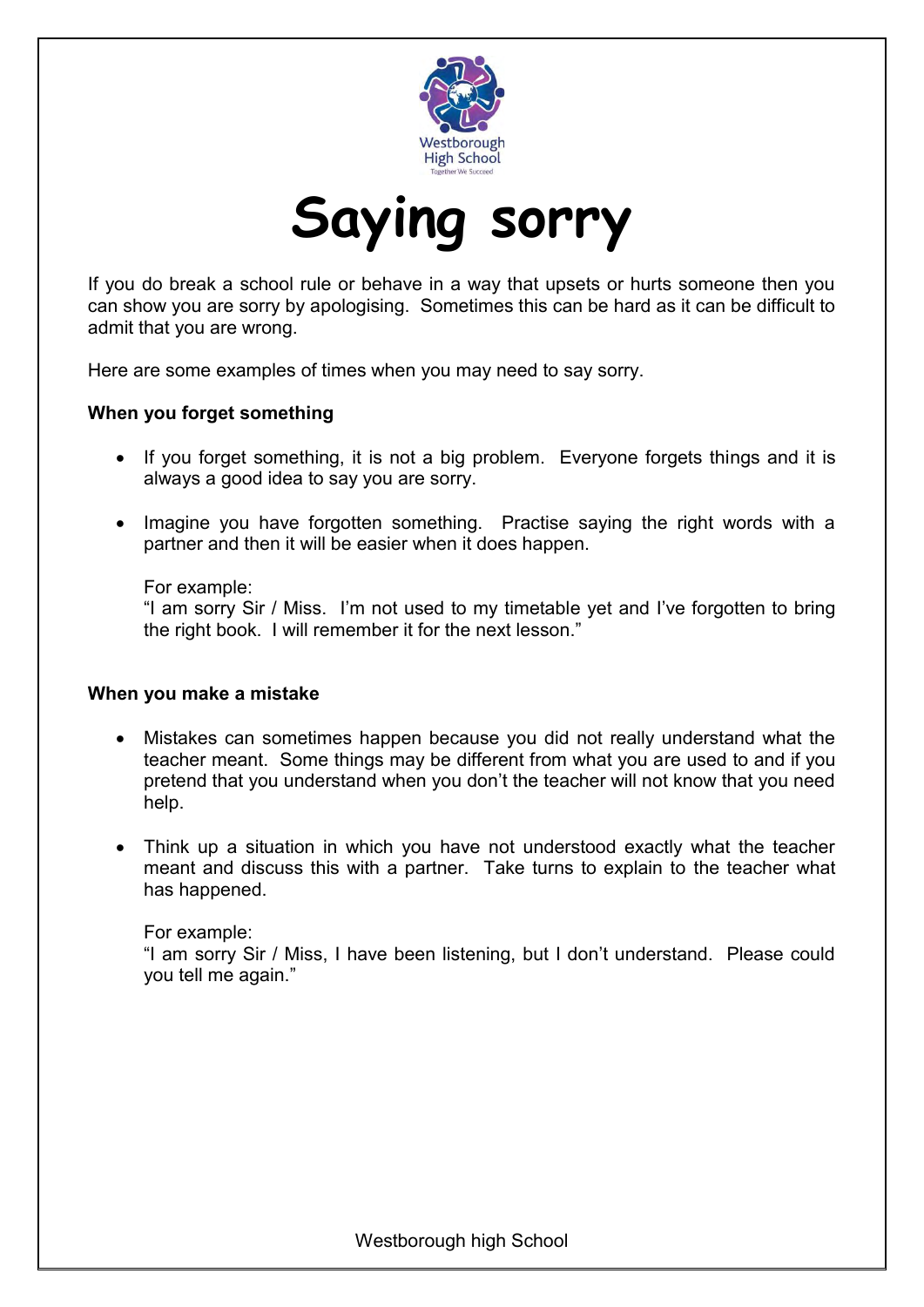# Saying sorry

If you do break a school rule or behave in a way that upsets or hurts someone then you can show you are sorry by apologising. Sometimes this can be hard as it can be difficult to admit that you are wrong.

Here are some examples of times when you may need to say sorry.

**When you forget something**

- If you forget something, it is not a big problem. Everyone forgets things and it is always a good idea to say you are sorry.

- Imagine you have forgotten something. Practise saying the right words with a partner and then it will be easier when it does happen.

  For example:
  "I am sorry Sir / Miss. I'm not used to my timetable yet and I've forgotten to bring the right book. I will remember it for the next lesson."

**When you make a mistake**

- Mistakes can sometimes happen because you did not really understand what the teacher meant. Some things may be different from what you are used to and if you pretend that you understand when you don't the teacher will not know that you need help.

- Think up a situation in which you have not understood exactly what the teacher meant and discuss this with a partner. Take turns to explain to the teacher what has happened.

  For example:
  "I am sorry Sir / Miss, I have been listening, but I don't understand. Please could you tell me again."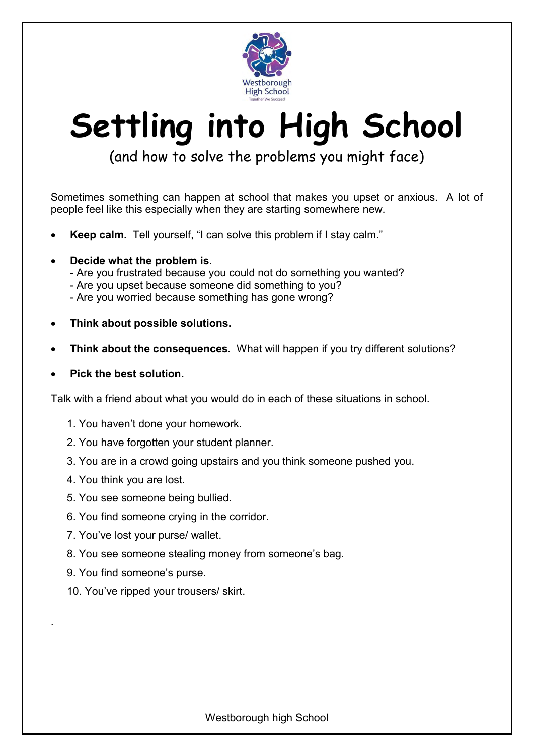Westborough High School

Together We Succeed

# Settling into High School

(and how to solve the problems you might face)

Sometimes something can happen at school that makes you upset or anxious. A lot of people feel like this especially when they are starting somewhere new.

- **Keep calm.** Tell yourself, "I can solve this problem if I stay calm."
- **Decide what the problem is.**
  - Are you frustrated because you could not do something you wanted?
  - Are you upset because someone did something to you?
  - Are you worried because something has gone wrong?
- **Think about possible solutions.**
- **Think about the consequences.** What will happen if you try different solutions?
- **Pick the best solution.**

Talk with a friend about what you would do in each of these situations in school.

1. You haven't done your homework.
2. You have forgotten your student planner.
3. You are in a crowd going upstairs and you think someone pushed you.
4. You think you are lost.
5. You see someone being bullied.
6. You find someone crying in the corridor.
7. You've lost your purse/ wallet.
8. You see someone stealing money from someone's bag.
9. You find someone's purse.
10. You've ripped your trousers/ skirt.

.